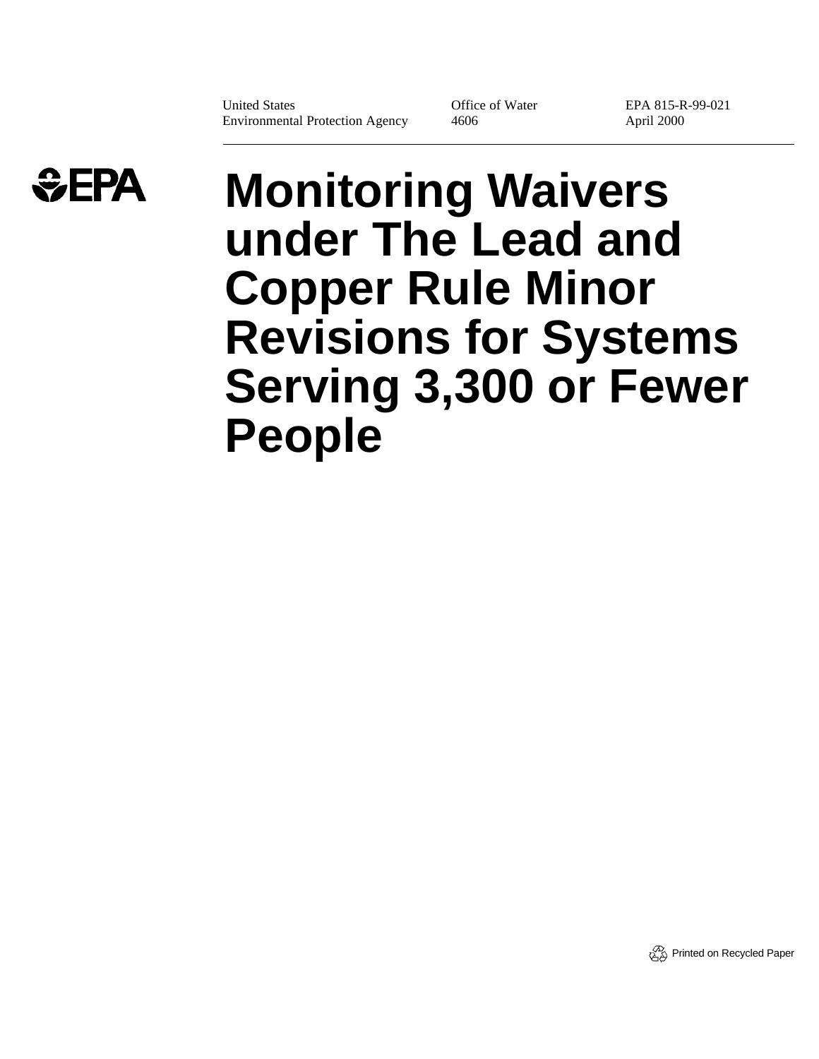United States Environmental Protection Agency | Office of Water 4606 | EPA 815-R-99-021 April 2000

EPA

# Monitoring Waivers under The Lead and Copper Rule Minor Revisions for Systems Serving 3,300 or Fewer People

Printed on Recycled Paper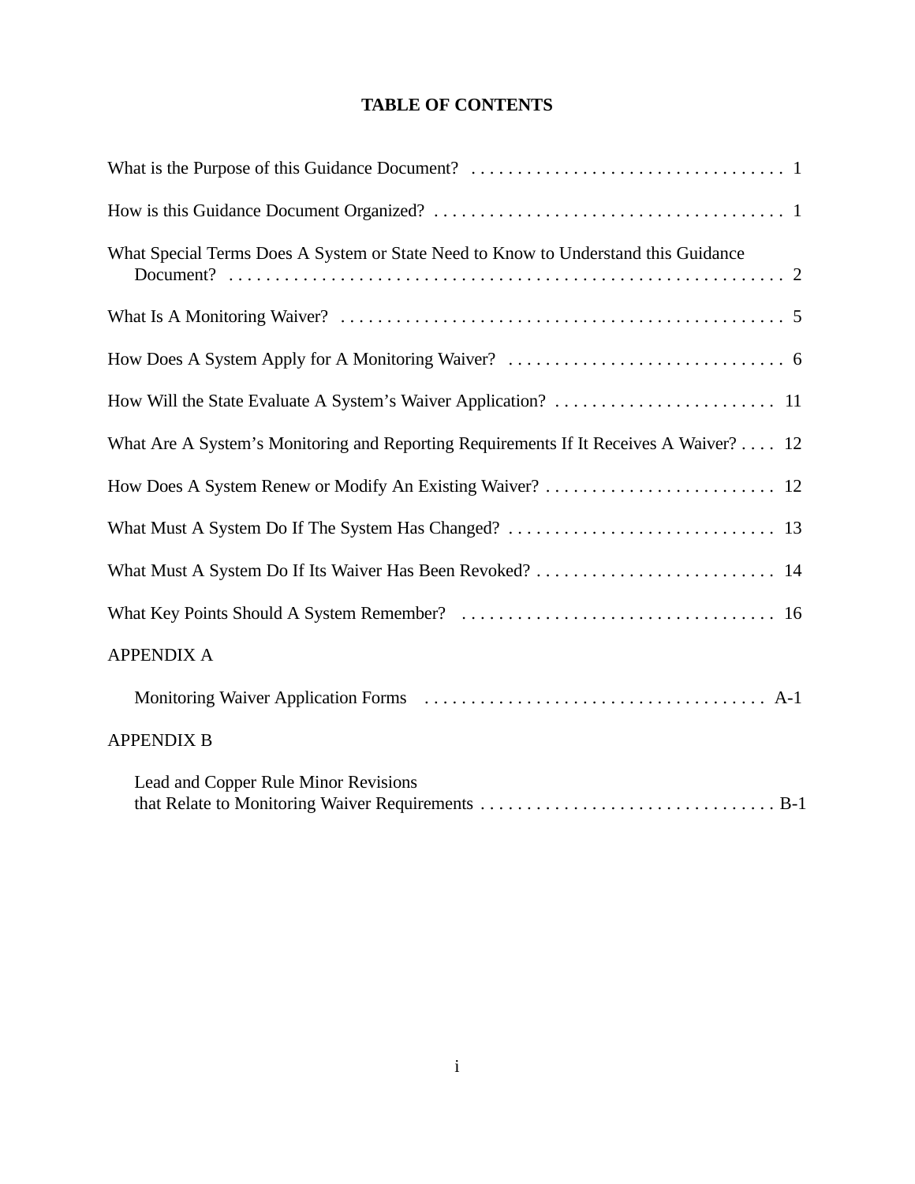# TABLE OF CONTENTS

What is the Purpose of this Guidance Document? . . . . . . . . . . . . . . . . . . . . . . . . . . . . . . . . . . 1

How is this Guidance Document Organized? . . . . . . . . . . . . . . . . . . . . . . . . . . . . . . . . . . . . . . 1

What Special Terms Does A System or State Need to Know to Understand this Guidance Document? . . . . . . . . . . . . . . . . . . . . . . . . . . . . . . . . . . . . . . . . . . . . . . . . . . . . . . . . . . . . 2

What Is A Monitoring Waiver? . . . . . . . . . . . . . . . . . . . . . . . . . . . . . . . . . . . . . . . . . . . . . . . . . 5

How Does A System Apply for A Monitoring Waiver? . . . . . . . . . . . . . . . . . . . . . . . . . . . . . . 6

How Will the State Evaluate A System's Waiver Application? . . . . . . . . . . . . . . . . . . . . . . . . 11

What Are A System's Monitoring and Reporting Requirements If It Receives A Waiver? . . . . 12

How Does A System Renew or Modify An Existing Waiver? . . . . . . . . . . . . . . . . . . . . . . . . . 12

What Must A System Do If The System Has Changed? . . . . . . . . . . . . . . . . . . . . . . . . . . . . . 13

What Must A System Do If Its Waiver Has Been Revoked? . . . . . . . . . . . . . . . . . . . . . . . . . . 14

What Key Points Should A System Remember? . . . . . . . . . . . . . . . . . . . . . . . . . . . . . . . . . . 16

APPENDIX A

Monitoring Waiver Application Forms . . . . . . . . . . . . . . . . . . . . . . . . . . . . . . . . . . . . . A-1

APPENDIX B

Lead and Copper Rule Minor Revisions that Relate to Monitoring Waiver Requirements . . . . . . . . . . . . . . . . . . . . . . . . . . . . . . . B-1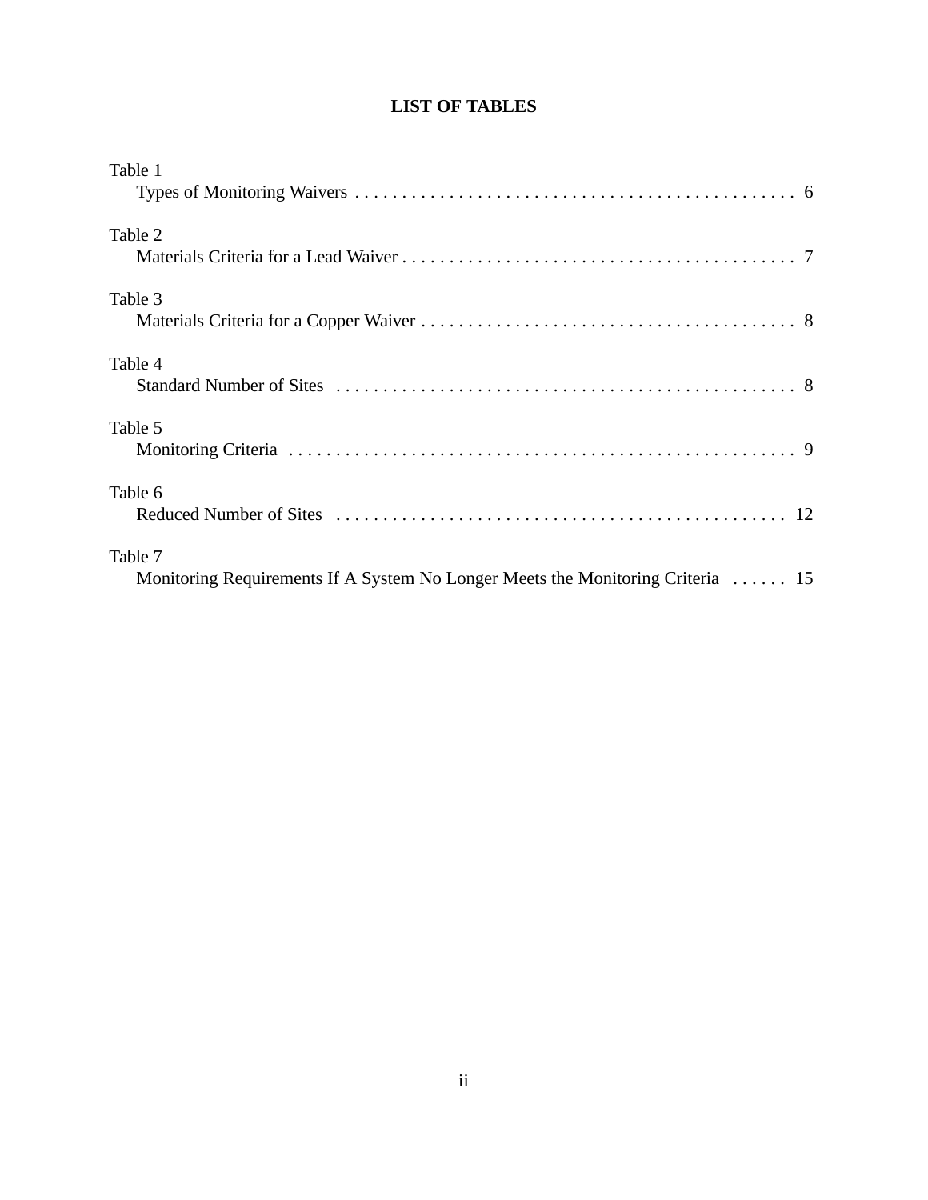## LIST OF TABLES

Table 1
Types of Monitoring Waivers . . . . . . . . . . . . . . . . . . . . . . . . . . . . . . . . . . . . . . . . . . . . . . . . 6

Table 2
Materials Criteria for a Lead Waiver . . . . . . . . . . . . . . . . . . . . . . . . . . . . . . . . . . . . . . . . . . . 7

Table 3
Materials Criteria for a Copper Waiver . . . . . . . . . . . . . . . . . . . . . . . . . . . . . . . . . . . . . . . . . 8

Table 4
Standard Number of Sites . . . . . . . . . . . . . . . . . . . . . . . . . . . . . . . . . . . . . . . . . . . . . . . . . . 8

Table 5
Monitoring Criteria . . . . . . . . . . . . . . . . . . . . . . . . . . . . . . . . . . . . . . . . . . . . . . . . . . . . . . . 9

Table 6
Reduced Number of Sites . . . . . . . . . . . . . . . . . . . . . . . . . . . . . . . . . . . . . . . . . . . . . . . . . . 12

Table 7
Monitoring Requirements If A System No Longer Meets the Monitoring Criteria . . . . . . 15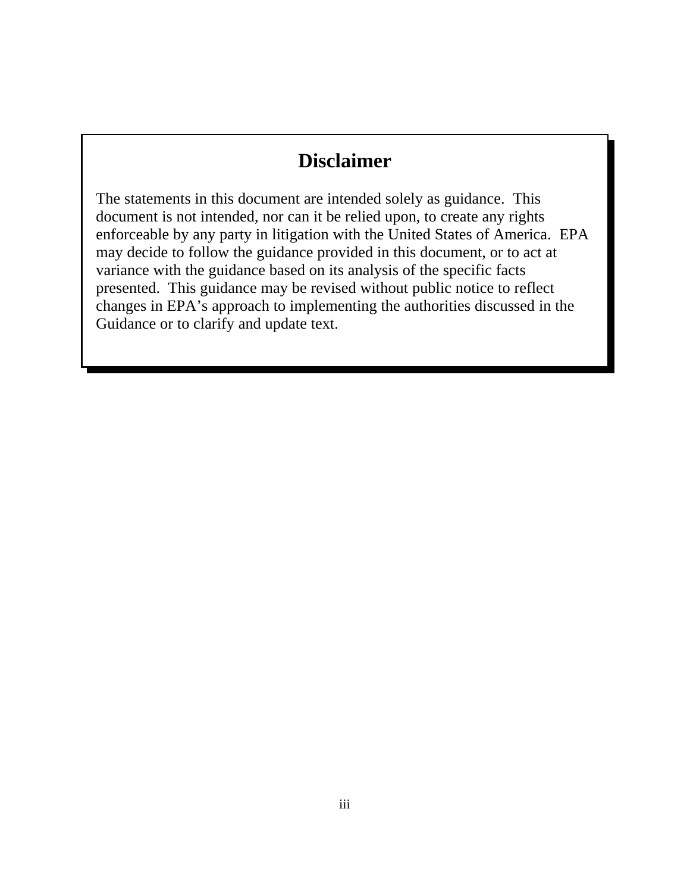# Disclaimer

The statements in this document are intended solely as guidance. This document is not intended, nor can it be relied upon, to create any rights enforceable by any party in litigation with the United States of America. EPA may decide to follow the guidance provided in this document, or to act at variance with the guidance based on its analysis of the specific facts presented. This guidance may be revised without public notice to reflect changes in EPA's approach to implementing the authorities discussed in the Guidance or to clarify and update text.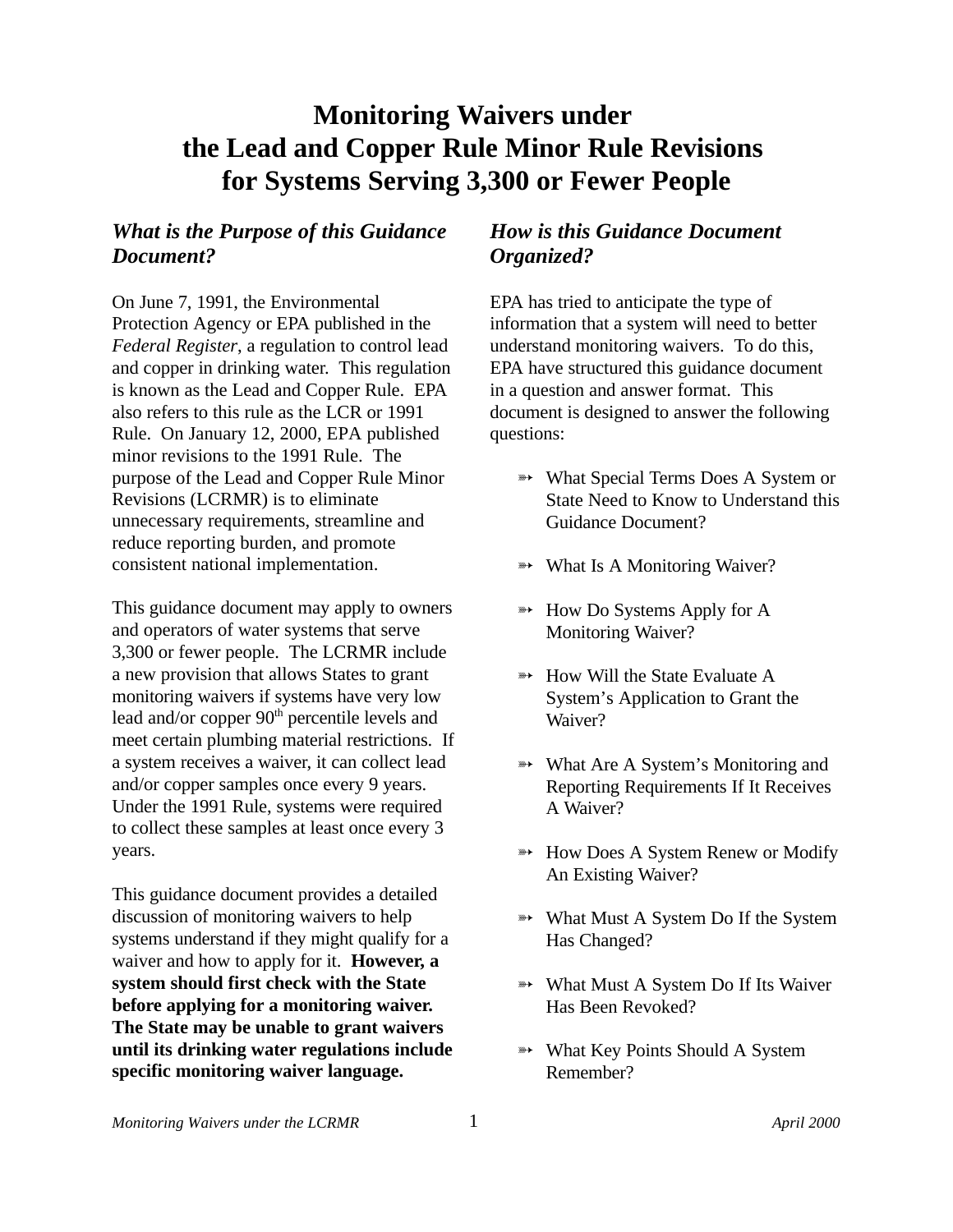# Monitoring Waivers under the Lead and Copper Rule Minor Rule Revisions for Systems Serving 3,300 or Fewer People

## *What is the Purpose of this Guidance Document?*

On June 7, 1991, the Environmental Protection Agency or EPA published in the *Federal Register*, a regulation to control lead and copper in drinking water. This regulation is known as the Lead and Copper Rule. EPA also refers to this rule as the LCR or 1991 Rule. On January 12, 2000, EPA published minor revisions to the 1991 Rule. The purpose of the Lead and Copper Rule Minor Revisions (LCRMR) is to eliminate unnecessary requirements, streamline and reduce reporting burden, and promote consistent national implementation.

This guidance document may apply to owners and operators of water systems that serve 3,300 or fewer people. The LCRMR include a new provision that allows States to grant monitoring waivers if systems have very low lead and/or copper 90$^{th}$ percentile levels and meet certain plumbing material restrictions. If a system receives a waiver, it can collect lead and/or copper samples once every 9 years. Under the 1991 Rule, systems were required to collect these samples at least once every 3 years.

This guidance document provides a detailed discussion of monitoring waivers to help systems understand if they might qualify for a waiver and how to apply for it. **However, a system should first check with the State before applying for a monitoring waiver. The State may be unable to grant waivers until its drinking water regulations include specific monitoring waiver language.**

## *How is this Guidance Document Organized?*

EPA has tried to anticipate the type of information that a system will need to better understand monitoring waivers. To do this, EPA have structured this guidance document in a question and answer format. This document is designed to answer the following questions:

- What Special Terms Does A System or State Need to Know to Understand this Guidance Document?
- What Is A Monitoring Waiver?
- How Do Systems Apply for A Monitoring Waiver?
- How Will the State Evaluate A System's Application to Grant the Waiver?
- What Are A System's Monitoring and Reporting Requirements If It Receives A Waiver?
- How Does A System Renew or Modify An Existing Waiver?
- What Must A System Do If the System Has Changed?
- What Must A System Do If Its Waiver Has Been Revoked?
- What Key Points Should A System Remember?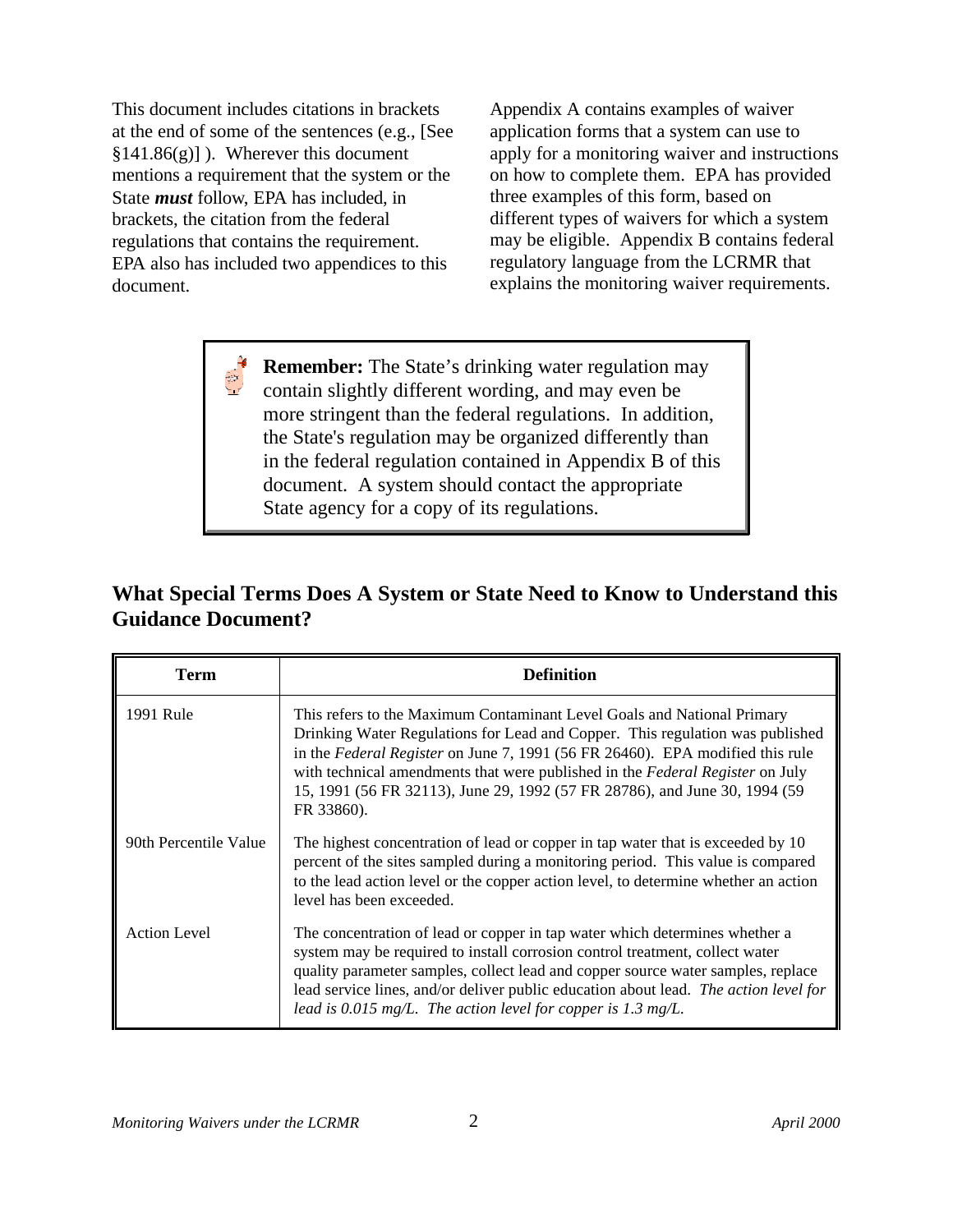This document includes citations in brackets at the end of some of the sentences (e.g., [See §141.86(g)] ). Wherever this document mentions a requirement that the system or the State ***must*** follow, EPA has included, in brackets, the citation from the federal regulations that contains the requirement. EPA also has included two appendices to this document.

Appendix A contains examples of waiver application forms that a system can use to apply for a monitoring waiver and instructions on how to complete them. EPA has provided three examples of this form, based on different types of waivers for which a system may be eligible. Appendix B contains federal regulatory language from the LCRMR that explains the monitoring waiver requirements.

> **Remember:** The State's drinking water regulation may contain slightly different wording, and may even be more stringent than the federal regulations. In addition, the State's regulation may be organized differently than in the federal regulation contained in Appendix B of this document. A system should contact the appropriate State agency for a copy of its regulations.

## What Special Terms Does A System or State Need to Know to Understand this Guidance Document?

| Term | Definition |
|---|---|
| 1991 Rule | This refers to the Maximum Contaminant Level Goals and National Primary Drinking Water Regulations for Lead and Copper. This regulation was published in the *Federal Register* on June 7, 1991 (56 FR 26460). EPA modified this rule with technical amendments that were published in the *Federal Register* on July 15, 1991 (56 FR 32113), June 29, 1992 (57 FR 28786), and June 30, 1994 (59 FR 33860). |
| 90th Percentile Value | The highest concentration of lead or copper in tap water that is exceeded by 10 percent of the sites sampled during a monitoring period. This value is compared to the lead action level or the copper action level, to determine whether an action level has been exceeded. |
| Action Level | The concentration of lead or copper in tap water which determines whether a system may be required to install corrosion control treatment, collect water quality parameter samples, collect lead and copper source water samples, replace lead service lines, and/or deliver public education about lead. *The action level for lead is 0.015 mg/L. The action level for copper is 1.3 mg/L.* |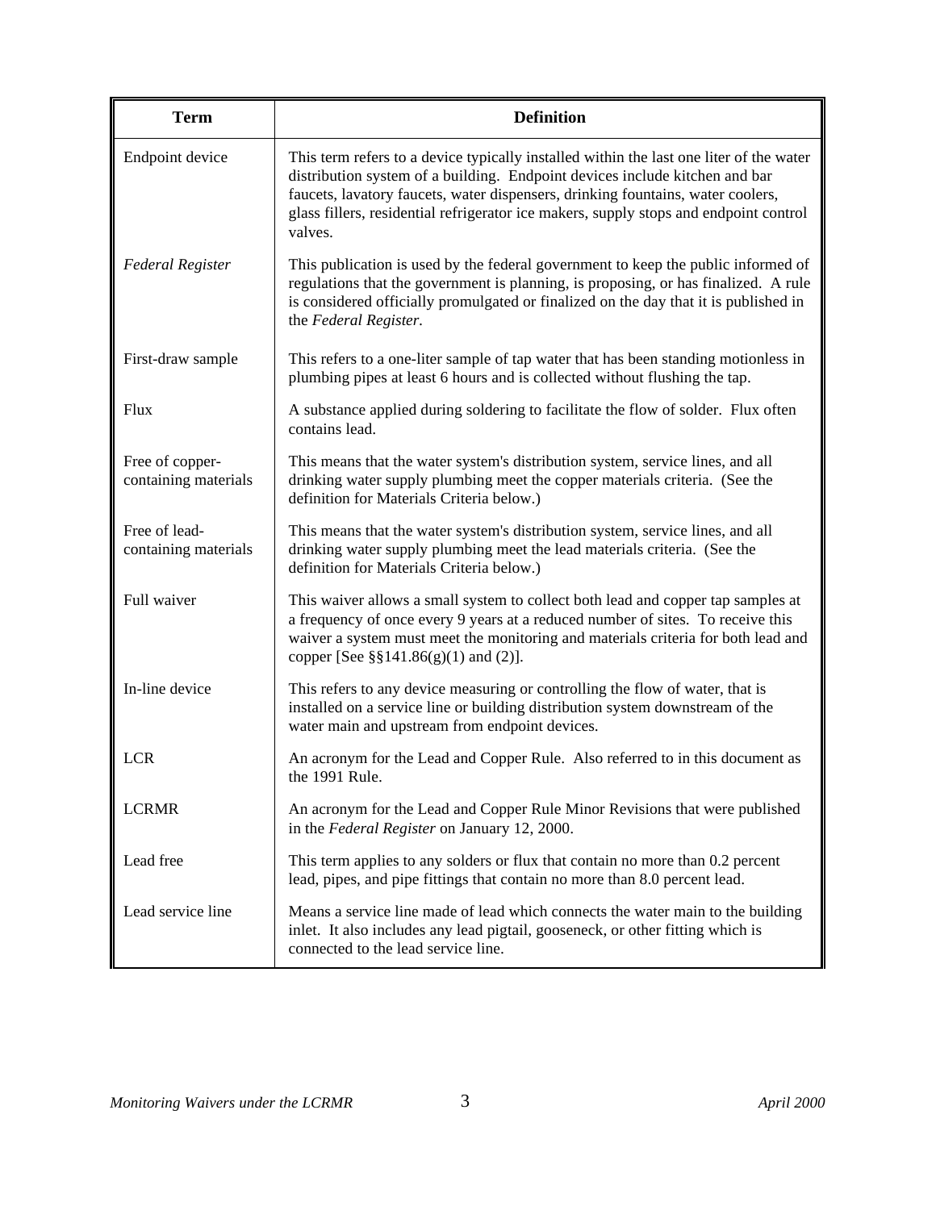| Term | Definition |
|---|---|
| Endpoint device | This term refers to a device typically installed within the last one liter of the water distribution system of a building. Endpoint devices include kitchen and bar faucets, lavatory faucets, water dispensers, drinking fountains, water coolers, glass fillers, residential refrigerator ice makers, supply stops and endpoint control valves. |
| *Federal Register* | This publication is used by the federal government to keep the public informed of regulations that the government is planning, is proposing, or has finalized. A rule is considered officially promulgated or finalized on the day that it is published in the *Federal Register.* |
| First-draw sample | This refers to a one-liter sample of tap water that has been standing motionless in plumbing pipes at least 6 hours and is collected without flushing the tap. |
| Flux | A substance applied during soldering to facilitate the flow of solder. Flux often contains lead. |
| Free of copper-containing materials | This means that the water system's distribution system, service lines, and all drinking water supply plumbing meet the copper materials criteria. (See the definition for Materials Criteria below.) |
| Free of lead-containing materials | This means that the water system's distribution system, service lines, and all drinking water supply plumbing meet the lead materials criteria. (See the definition for Materials Criteria below.) |
| Full waiver | This waiver allows a small system to collect both lead and copper tap samples at a frequency of once every 9 years at a reduced number of sites. To receive this waiver a system must meet the monitoring and materials criteria for both lead and copper [See §§141.86(g)(1) and (2)]. |
| In-line device | This refers to any device measuring or controlling the flow of water, that is installed on a service line or building distribution system downstream of the water main and upstream from endpoint devices. |
| LCR | An acronym for the Lead and Copper Rule. Also referred to in this document as the 1991 Rule. |
| LCRMR | An acronym for the Lead and Copper Rule Minor Revisions that were published in the *Federal Register* on January 12, 2000. |
| Lead free | This term applies to any solders or flux that contain no more than 0.2 percent lead, pipes, and pipe fittings that contain no more than 8.0 percent lead. |
| Lead service line | Means a service line made of lead which connects the water main to the building inlet. It also includes any lead pigtail, gooseneck, or other fitting which is connected to the lead service line. |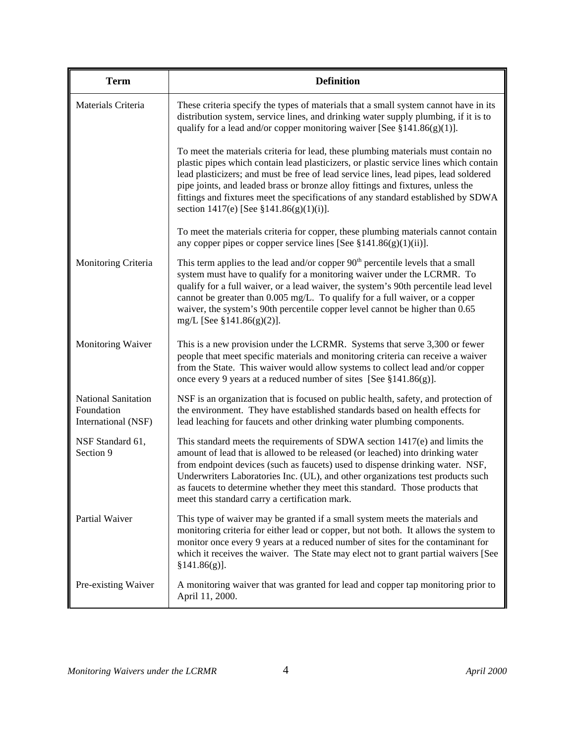| Term | Definition |
|---|---|
| Materials Criteria | These criteria specify the types of materials that a small system cannot have in its distribution system, service lines, and drinking water supply plumbing, if it is to qualify for a lead and/or copper monitoring waiver [See §141.86(g)(1)].<br><br>To meet the materials criteria for lead, these plumbing materials must contain no plastic pipes which contain lead plasticizers, or plastic service lines which contain lead plasticizers; and must be free of lead service lines, lead pipes, lead soldered pipe joints, and leaded brass or bronze alloy fittings and fixtures, unless the fittings and fixtures meet the specifications of any standard established by SDWA section 1417(e) [See §141.86(g)(1)(i)].<br><br>To meet the materials criteria for copper, these plumbing materials cannot contain any copper pipes or copper service lines [See §141.86(g)(1)(ii)]. |
| Monitoring Criteria | This term applies to the lead and/or copper 90th percentile levels that a small system must have to qualify for a monitoring waiver under the LCRMR. To qualify for a full waiver, or a lead waiver, the system's 90th percentile lead level cannot be greater than 0.005 mg/L. To qualify for a full waiver, or a copper waiver, the system's 90th percentile copper level cannot be higher than 0.65 mg/L [See §141.86(g)(2)]. |
| Monitoring Waiver | This is a new provision under the LCRMR. Systems that serve 3,300 or fewer people that meet specific materials and monitoring criteria can receive a waiver from the State. This waiver would allow systems to collect lead and/or copper once every 9 years at a reduced number of sites [See §141.86(g)]. |
| National Sanitation Foundation International (NSF) | NSF is an organization that is focused on public health, safety, and protection of the environment. They have established standards based on health effects for lead leaching for faucets and other drinking water plumbing components. |
| NSF Standard 61, Section 9 | This standard meets the requirements of SDWA section 1417(e) and limits the amount of lead that is allowed to be released (or leached) into drinking water from endpoint devices (such as faucets) used to dispense drinking water. NSF, Underwriters Laboratories Inc. (UL), and other organizations test products such as faucets to determine whether they meet this standard. Those products that meet this standard carry a certification mark. |
| Partial Waiver | This type of waiver may be granted if a small system meets the materials and monitoring criteria for either lead or copper, but not both. It allows the system to monitor once every 9 years at a reduced number of sites for the contaminant for which it receives the waiver. The State may elect not to grant partial waivers [See §141.86(g)]. |
| Pre-existing Waiver | A monitoring waiver that was granted for lead and copper tap monitoring prior to April 11, 2000. |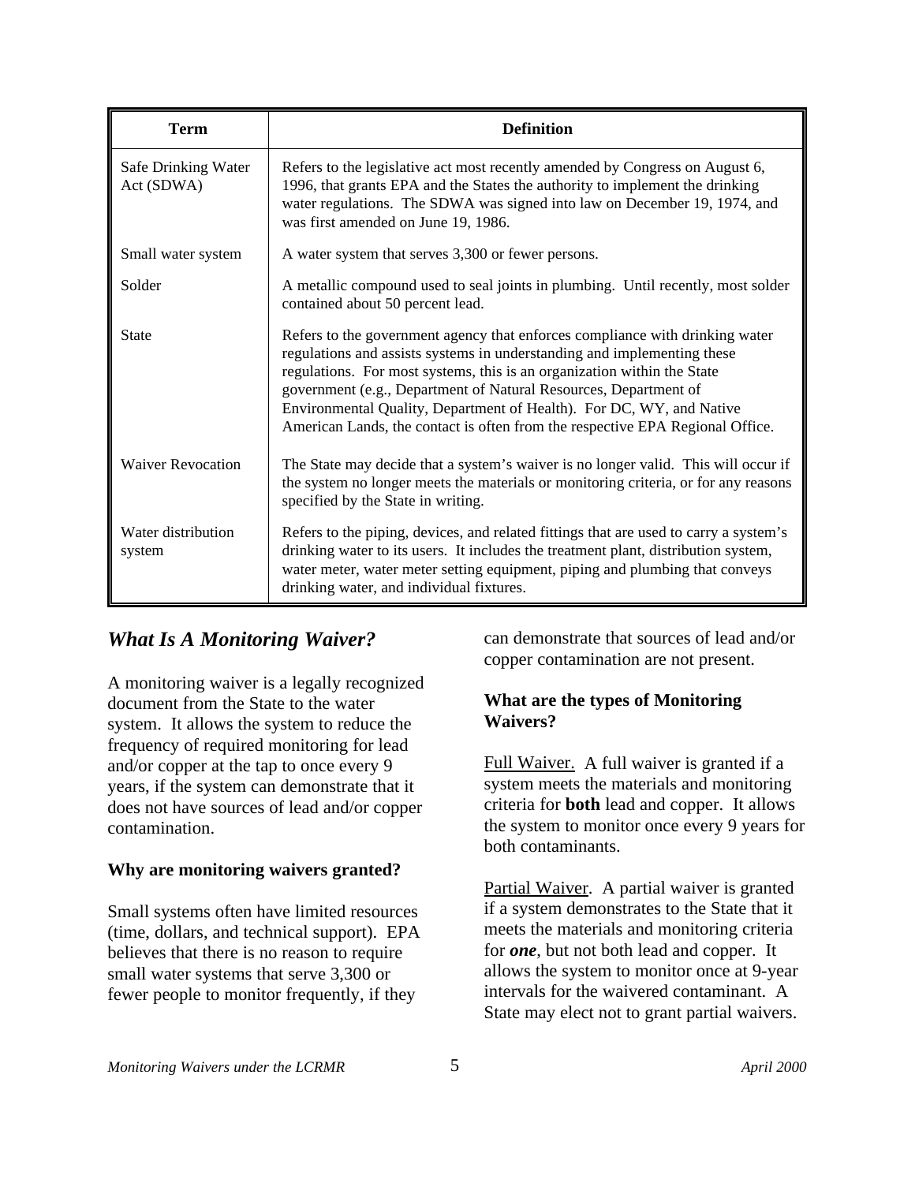| Term | Definition |
|---|---|
| Safe Drinking Water Act (SDWA) | Refers to the legislative act most recently amended by Congress on August 6, 1996, that grants EPA and the States the authority to implement the drinking water regulations. The SDWA was signed into law on December 19, 1974, and was first amended on June 19, 1986. |
| Small water system | A water system that serves 3,300 or fewer persons. |
| Solder | A metallic compound used to seal joints in plumbing. Until recently, most solder contained about 50 percent lead. |
| State | Refers to the government agency that enforces compliance with drinking water regulations and assists systems in understanding and implementing these regulations. For most systems, this is an organization within the State government (e.g., Department of Natural Resources, Department of Environmental Quality, Department of Health). For DC, WY, and Native American Lands, the contact is often from the respective EPA Regional Office. |
| Waiver Revocation | The State may decide that a system's waiver is no longer valid. This will occur if the system no longer meets the materials or monitoring criteria, or for any reasons specified by the State in writing. |
| Water distribution system | Refers to the piping, devices, and related fittings that are used to carry a system's drinking water to its users. It includes the treatment plant, distribution system, water meter, water meter setting equipment, piping and plumbing that conveys drinking water, and individual fixtures. |

## *What Is A Monitoring Waiver?*

A monitoring waiver is a legally recognized document from the State to the water system. It allows the system to reduce the frequency of required monitoring for lead and/or copper at the tap to once every 9 years, if the system can demonstrate that it does not have sources of lead and/or copper contamination.

### Why are monitoring waivers granted?

Small systems often have limited resources (time, dollars, and technical support). EPA believes that there is no reason to require small water systems that serve 3,300 or fewer people to monitor frequently, if they can demonstrate that sources of lead and/or copper contamination are not present.

### What are the types of Monitoring Waivers?

Full Waiver. A full waiver is granted if a system meets the materials and monitoring criteria for **both** lead and copper. It allows the system to monitor once every 9 years for both contaminants.

Partial Waiver. A partial waiver is granted if a system demonstrates to the State that it meets the materials and monitoring criteria for ***one***, but not both lead and copper. It allows the system to monitor once at 9-year intervals for the waivered contaminant. A State may elect not to grant partial waivers.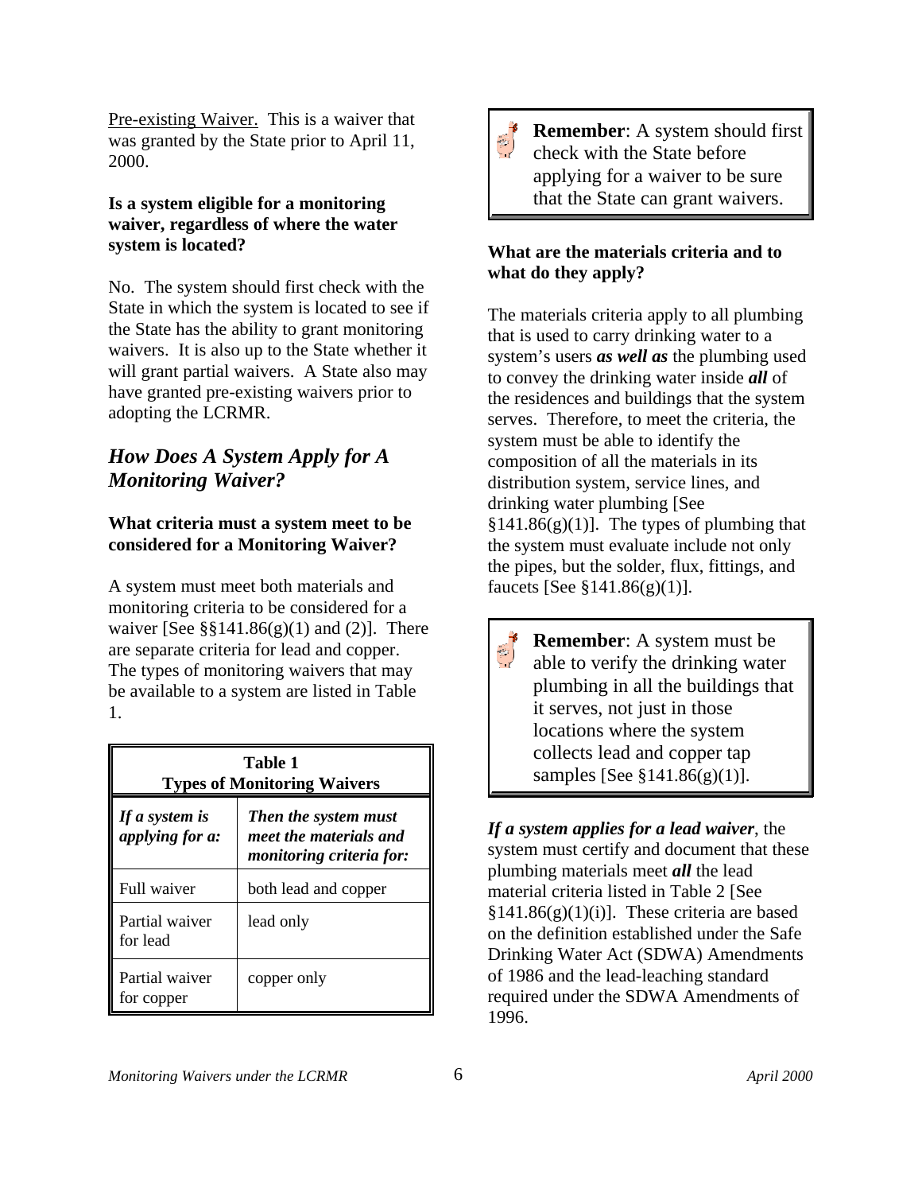Pre-existing Waiver. This is a waiver that was granted by the State prior to April 11, 2000.

**Is a system eligible for a monitoring waiver, regardless of where the water system is located?**

No. The system should first check with the State in which the system is located to see if the State has the ability to grant monitoring waivers. It is also up to the State whether it will grant partial waivers. A State also may have granted pre-existing waivers prior to adopting the LCRMR.

## *How Does A System Apply for A Monitoring Waiver?*

**What criteria must a system meet to be considered for a Monitoring Waiver?**

A system must meet both materials and monitoring criteria to be considered for a waiver [See §§141.86(g)(1) and (2)]. There are separate criteria for lead and copper. The types of monitoring waivers that may be available to a system are listed in Table 1.

**Table 1**
**Types of Monitoring Waivers**

| *If a system is applying for a:* | *Then the system must meet the materials and monitoring criteria for:* |
| --- | --- |
| Full waiver | both lead and copper |
| Partial waiver for lead | lead only |
| Partial waiver for copper | copper only |

> **Remember**: A system should first check with the State before applying for a waiver to be sure that the State can grant waivers.

**What are the materials criteria and to what do they apply?**

The materials criteria apply to all plumbing that is used to carry drinking water to a system's users ***as well as*** the plumbing used to convey the drinking water inside ***all*** of the residences and buildings that the system serves. Therefore, to meet the criteria, the system must be able to identify the composition of all the materials in its distribution system, service lines, and drinking water plumbing [See §141.86(g)(1)]. The types of plumbing that the system must evaluate include not only the pipes, but the solder, flux, fittings, and faucets [See §141.86(g)(1)].

> **Remember**: A system must be able to verify the drinking water plumbing in all the buildings that it serves, not just in those locations where the system collects lead and copper tap samples [See §141.86(g)(1)].

***If a system applies for a lead waiver***, the system must certify and document that these plumbing materials meet ***all*** the lead material criteria listed in Table 2 [See §141.86(g)(1)(i)]. These criteria are based on the definition established under the Safe Drinking Water Act (SDWA) Amendments of 1986 and the lead-leaching standard required under the SDWA Amendments of 1996.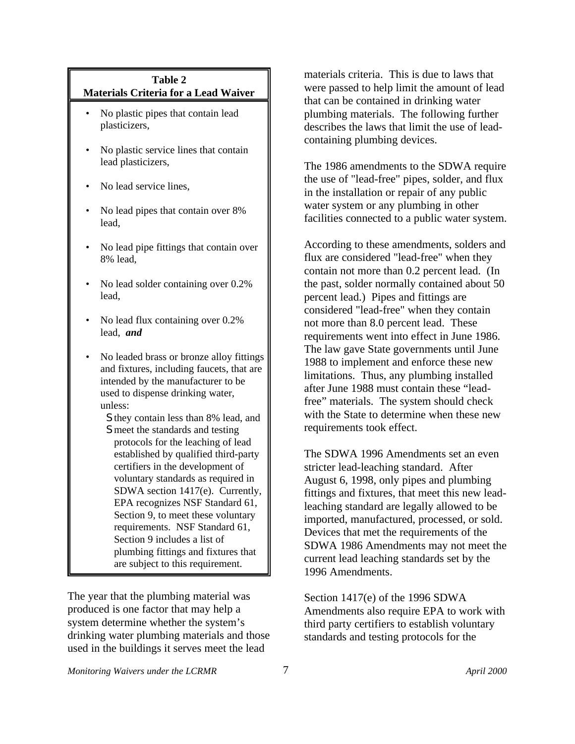**Table 2**
**Materials Criteria for a Lead Waiver**

- No plastic pipes that contain lead plasticizers,
- No plastic service lines that contain lead plasticizers,
- No lead service lines,
- No lead pipes that contain over 8% lead,
- No lead pipe fittings that contain over 8% lead,
- No lead solder containing over 0.2% lead,
- No lead flux containing over 0.2% lead, ***and***
- No leaded brass or bronze alloy fittings and fixtures, including faucets, that are intended by the manufacturer to be used to dispense drinking water, unless:
  - they contain less than 8% lead, and
  - meet the standards and testing protocols for the leaching of lead established by qualified third-party certifiers in the development of voluntary standards as required in SDWA section 1417(e). Currently, EPA recognizes NSF Standard 61, Section 9, to meet these voluntary requirements. NSF Standard 61, Section 9 includes a list of plumbing fittings and fixtures that are subject to this requirement.

The year that the plumbing material was produced is one factor that may help a system determine whether the system's drinking water plumbing materials and those used in the buildings it serves meet the lead materials criteria. This is due to laws that were passed to help limit the amount of lead that can be contained in drinking water plumbing materials. The following further describes the laws that limit the use of lead-containing plumbing devices.

The 1986 amendments to the SDWA require the use of "lead-free" pipes, solder, and flux in the installation or repair of any public water system or any plumbing in other facilities connected to a public water system.

According to these amendments, solders and flux are considered "lead-free" when they contain not more than 0.2 percent lead. (In the past, solder normally contained about 50 percent lead.) Pipes and fittings are considered "lead-free" when they contain not more than 8.0 percent lead. These requirements went into effect in June 1986. The law gave State governments until June 1988 to implement and enforce these new limitations. Thus, any plumbing installed after June 1988 must contain these "lead-free" materials. The system should check with the State to determine when these new requirements took effect.

The SDWA 1996 Amendments set an even stricter lead-leaching standard. After August 6, 1998, only pipes and plumbing fittings and fixtures, that meet this new lead-leaching standard are legally allowed to be imported, manufactured, processed, or sold. Devices that met the requirements of the SDWA 1986 Amendments may not meet the current lead leaching standards set by the 1996 Amendments.

Section 1417(e) of the 1996 SDWA Amendments also require EPA to work with third party certifiers to establish voluntary standards and testing protocols for the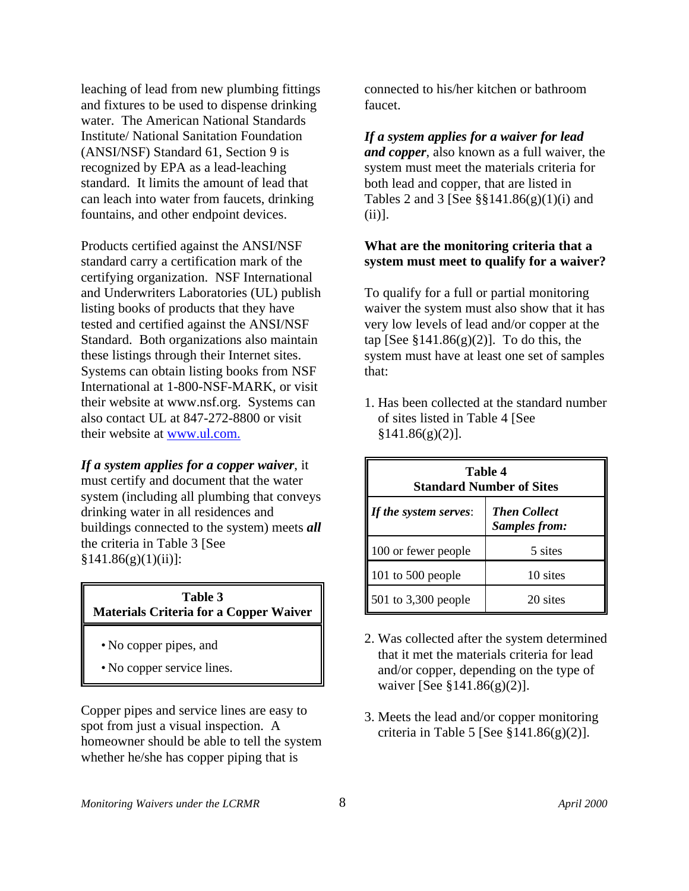leaching of lead from new plumbing fittings and fixtures to be used to dispense drinking water. The American National Standards Institute/ National Sanitation Foundation (ANSI/NSF) Standard 61, Section 9 is recognized by EPA as a lead-leaching standard. It limits the amount of lead that can leach into water from faucets, drinking fountains, and other endpoint devices.

Products certified against the ANSI/NSF standard carry a certification mark of the certifying organization. NSF International and Underwriters Laboratories (UL) publish listing books of products that they have tested and certified against the ANSI/NSF Standard. Both organizations also maintain these listings through their Internet sites. Systems can obtain listing books from NSF International at 1-800-NSF-MARK, or visit their website at www.nsf.org. Systems can also contact UL at 847-272-8800 or visit their website at www.ul.com.

***If a system applies for a copper waiver***, it must certify and document that the water system (including all plumbing that conveys drinking water in all residences and buildings connected to the system) meets ***all*** the criteria in Table 3 [See §141.86(g)(1)(ii)]:

| **Table 3 Materials Criteria for a Copper Waiver** |
|---|
| • No copper pipes, and<br>• No copper service lines. |

Copper pipes and service lines are easy to spot from just a visual inspection. A homeowner should be able to tell the system whether he/she has copper piping that is connected to his/her kitchen or bathroom faucet.

***If a system applies for a waiver for lead and copper***, also known as a full waiver, the system must meet the materials criteria for both lead and copper, that are listed in Tables 2 and 3 [See §§141.86(g)(1)(i) and (ii)].

**What are the monitoring criteria that a system must meet to qualify for a waiver?**

To qualify for a full or partial monitoring waiver the system must also show that it has very low levels of lead and/or copper at the tap [See §141.86(g)(2)]. To do this, the system must have at least one set of samples that:

1. Has been collected at the standard number of sites listed in Table 4 [See §141.86(g)(2)].

**Table 4**
**Standard Number of Sites**

| ***If the system serves:*** | ***Then Collect Samples from:*** |
|---|---|
| 100 or fewer people | 5 sites |
| 101 to 500 people | 10 sites |
| 501 to 3,300 people | 20 sites |

2. Was collected after the system determined that it met the materials criteria for lead and/or copper, depending on the type of waiver [See §141.86(g)(2)].

3. Meets the lead and/or copper monitoring criteria in Table 5 [See §141.86(g)(2)].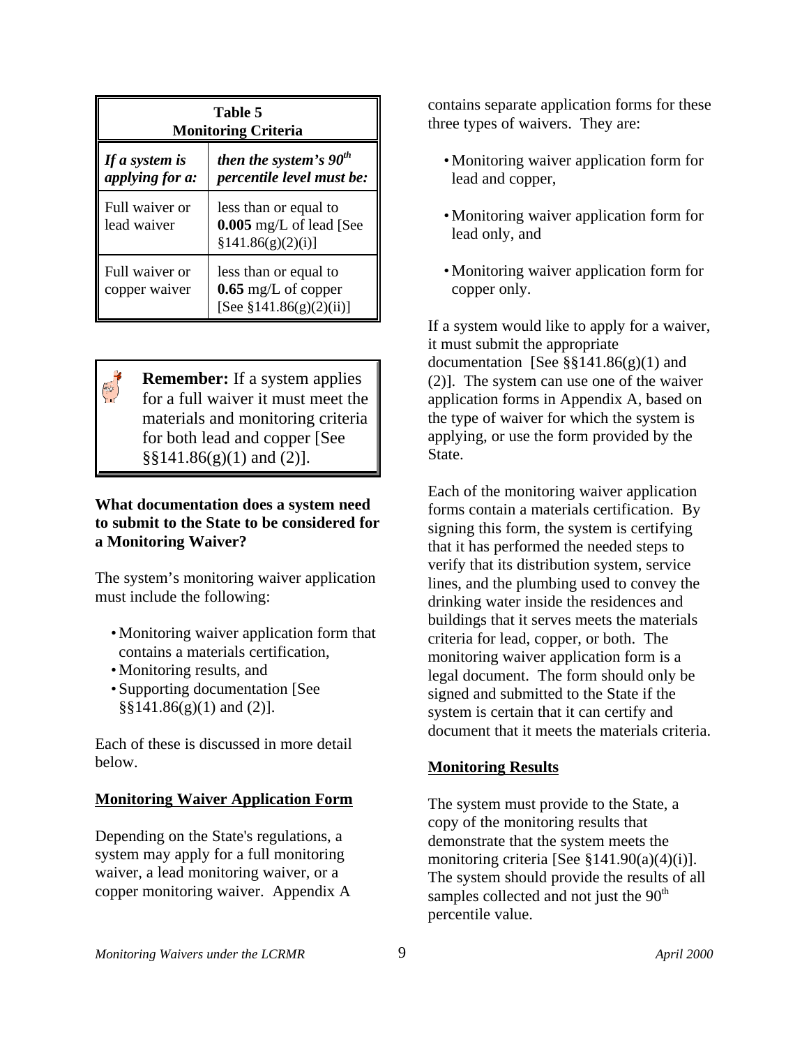| **Table 5 Monitoring Criteria** | |
|---|---|
| ***If a system is applying for a:*** | ***then the system's 90th percentile level must be:*** |
| Full waiver or lead waiver | less than or equal to **0.005** mg/L of lead [See §141.86(g)(2)(i)] |
| Full waiver or copper waiver | less than or equal to **0.65** mg/L of copper [See §141.86(g)(2)(ii)] |

> **Remember:** If a system applies for a full waiver it must meet the materials and monitoring criteria for both lead and copper [See §§141.86(g)(1) and (2)].

**What documentation does a system need to submit to the State to be considered for a Monitoring Waiver?**

The system's monitoring waiver application must include the following:

- Monitoring waiver application form that contains a materials certification,
- Monitoring results, and
- Supporting documentation [See §§141.86(g)(1) and (2)].

Each of these is discussed in more detail below.

**<u>Monitoring Waiver Application Form</u>**

Depending on the State's regulations, a system may apply for a full monitoring waiver, a lead monitoring waiver, or a copper monitoring waiver. Appendix A contains separate application forms for these three types of waivers. They are:

- Monitoring waiver application form for lead and copper,
- Monitoring waiver application form for lead only, and
- Monitoring waiver application form for copper only.

If a system would like to apply for a waiver, it must submit the appropriate documentation [See §§141.86(g)(1) and (2)]. The system can use one of the waiver application forms in Appendix A, based on the type of waiver for which the system is applying, or use the form provided by the State.

Each of the monitoring waiver application forms contain a materials certification. By signing this form, the system is certifying that it has performed the needed steps to verify that its distribution system, service lines, and the plumbing used to convey the drinking water inside the residences and buildings that it serves meets the materials criteria for lead, copper, or both. The monitoring waiver application form is a legal document. The form should only be signed and submitted to the State if the system is certain that it can certify and document that it meets the materials criteria.

**<u>Monitoring Results</u>**

The system must provide to the State, a copy of the monitoring results that demonstrate that the system meets the monitoring criteria [See §141.90(a)(4)(i)]. The system should provide the results of all samples collected and not just the 90th percentile value.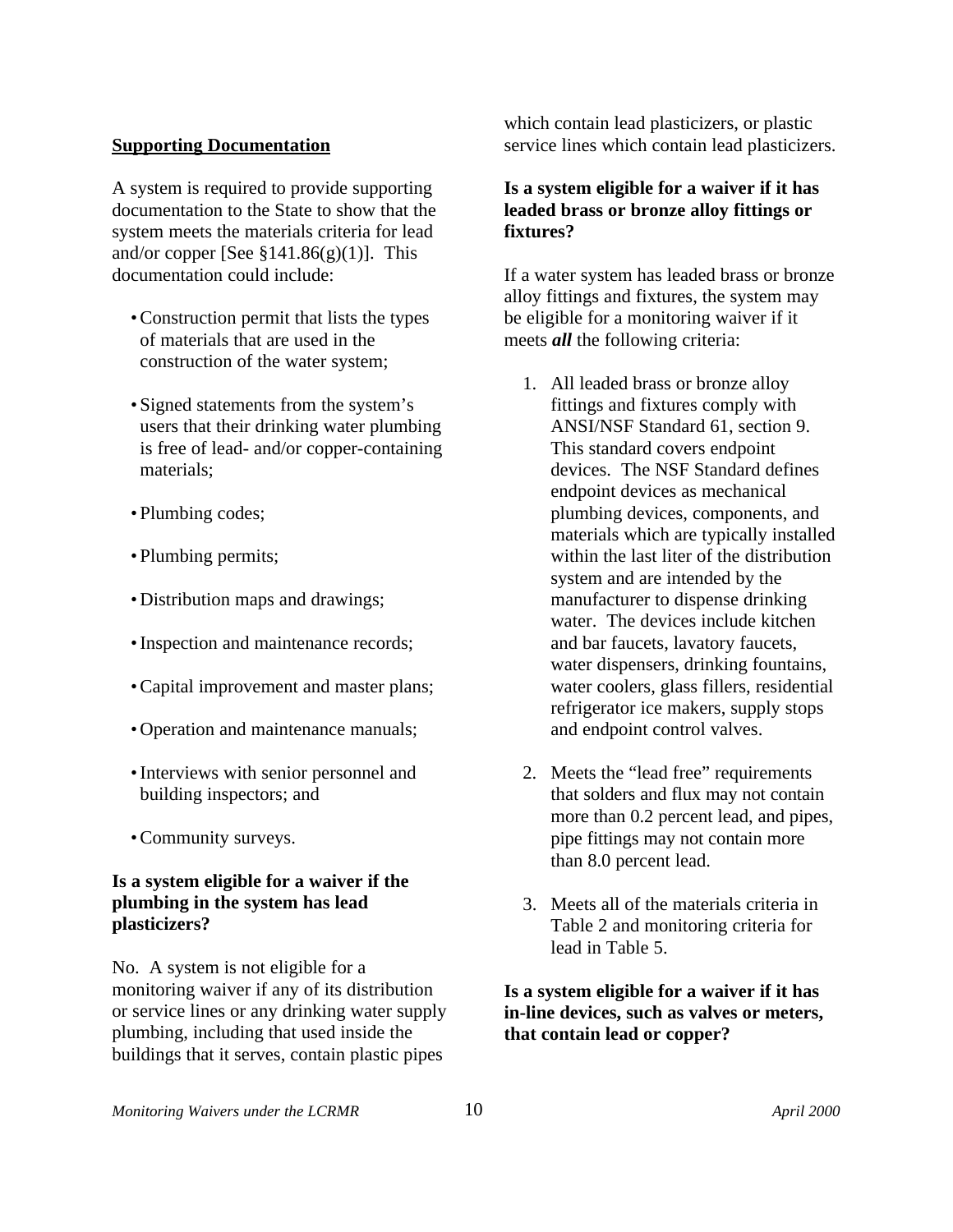**Supporting Documentation**

A system is required to provide supporting documentation to the State to show that the system meets the materials criteria for lead and/or copper [See §141.86(g)(1)]. This documentation could include:

- Construction permit that lists the types of materials that are used in the construction of the water system;
- Signed statements from the system's users that their drinking water plumbing is free of lead- and/or copper-containing materials;
- Plumbing codes;
- Plumbing permits;
- Distribution maps and drawings;
- Inspection and maintenance records;
- Capital improvement and master plans;
- Operation and maintenance manuals;
- Interviews with senior personnel and building inspectors; and
- Community surveys.

**Is a system eligible for a waiver if the plumbing in the system has lead plasticizers?**

No. A system is not eligible for a monitoring waiver if any of its distribution or service lines or any drinking water supply plumbing, including that used inside the buildings that it serves, contain plastic pipes which contain lead plasticizers, or plastic service lines which contain lead plasticizers.

**Is a system eligible for a waiver if it has leaded brass or bronze alloy fittings or fixtures?**

If a water system has leaded brass or bronze alloy fittings and fixtures, the system may be eligible for a monitoring waiver if it meets ***all*** the following criteria:

1. All leaded brass or bronze alloy fittings and fixtures comply with ANSI/NSF Standard 61, section 9. This standard covers endpoint devices. The NSF Standard defines endpoint devices as mechanical plumbing devices, components, and materials which are typically installed within the last liter of the distribution system and are intended by the manufacturer to dispense drinking water. The devices include kitchen and bar faucets, lavatory faucets, water dispensers, drinking fountains, water coolers, glass fillers, residential refrigerator ice makers, supply stops and endpoint control valves.

2. Meets the "lead free" requirements that solders and flux may not contain more than 0.2 percent lead, and pipes, pipe fittings may not contain more than 8.0 percent lead.

3. Meets all of the materials criteria in Table 2 and monitoring criteria for lead in Table 5.

**Is a system eligible for a waiver if it has in-line devices, such as valves or meters, that contain lead or copper?**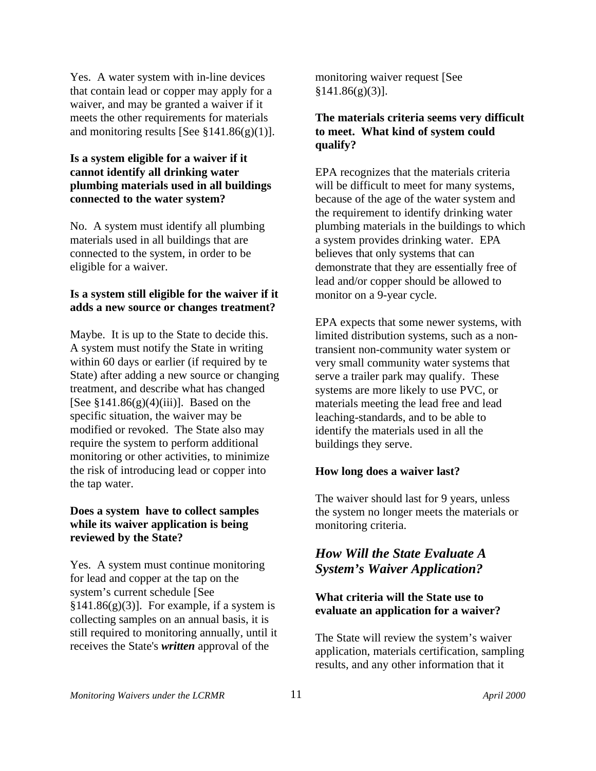Yes. A water system with in-line devices that contain lead or copper may apply for a waiver, and may be granted a waiver if it meets the other requirements for materials and monitoring results [See §141.86(g)(1)].

**Is a system eligible for a waiver if it cannot identify all drinking water plumbing materials used in all buildings connected to the water system?**

No. A system must identify all plumbing materials used in all buildings that are connected to the system, in order to be eligible for a waiver.

**Is a system still eligible for the waiver if it adds a new source or changes treatment?**

Maybe. It is up to the State to decide this. A system must notify the State in writing within 60 days or earlier (if required by te State) after adding a new source or changing treatment, and describe what has changed [See §141.86(g)(4)(iii)]. Based on the specific situation, the waiver may be modified or revoked. The State also may require the system to perform additional monitoring or other activities, to minimize the risk of introducing lead or copper into the tap water.

**Does a system have to collect samples while its waiver application is being reviewed by the State?**

Yes. A system must continue monitoring for lead and copper at the tap on the system's current schedule [See §141.86(g)(3)]. For example, if a system is collecting samples on an annual basis, it is still required to monitoring annually, until it receives the State's ***written*** approval of the monitoring waiver request [See §141.86(g)(3)].

**The materials criteria seems very difficult to meet. What kind of system could qualify?**

EPA recognizes that the materials criteria will be difficult to meet for many systems, because of the age of the water system and the requirement to identify drinking water plumbing materials in the buildings to which a system provides drinking water. EPA believes that only systems that can demonstrate that they are essentially free of lead and/or copper should be allowed to monitor on a 9-year cycle.

EPA expects that some newer systems, with limited distribution systems, such as a non-transient non-community water system or very small community water systems that serve a trailer park may qualify. These systems are more likely to use PVC, or materials meeting the lead free and lead leaching-standards, and to be able to identify the materials used in all the buildings they serve.

**How long does a waiver last?**

The waiver should last for 9 years, unless the system no longer meets the materials or monitoring criteria.

## *How Will the State Evaluate A System's Waiver Application?*

**What criteria will the State use to evaluate an application for a waiver?**

The State will review the system's waiver application, materials certification, sampling results, and any other information that it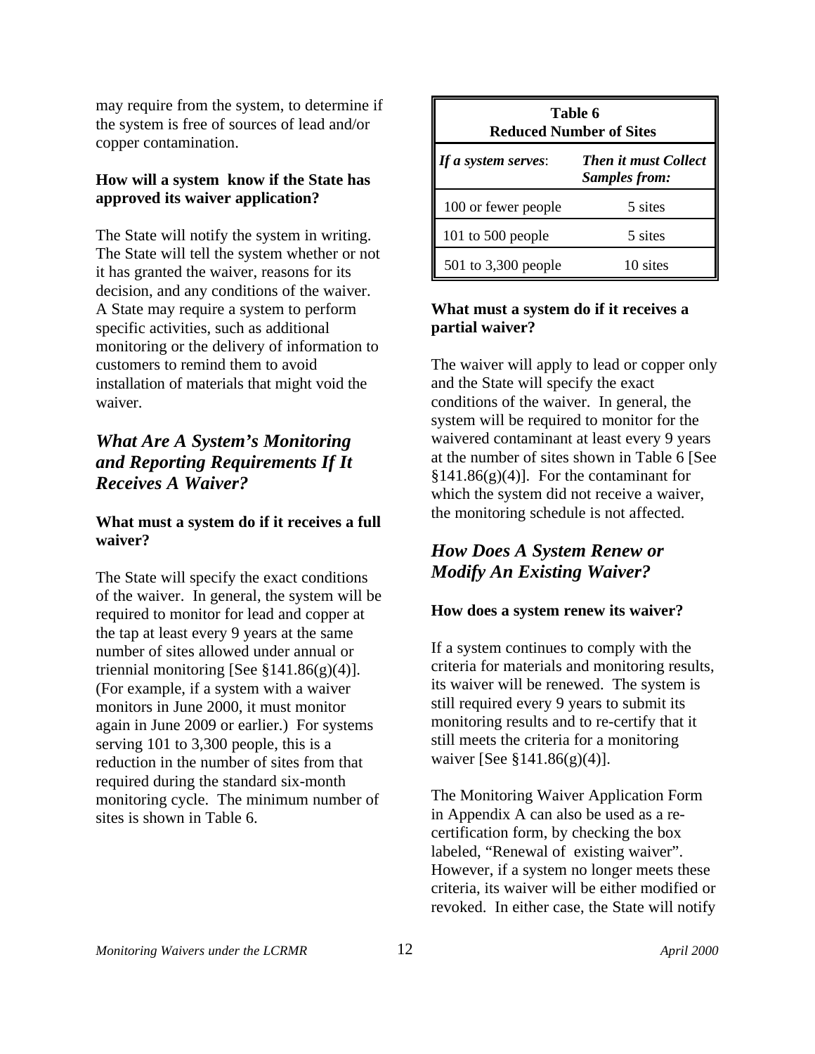may require from the system, to determine if the system is free of sources of lead and/or copper contamination.

**How will a system know if the State has approved its waiver application?**

The State will notify the system in writing. The State will tell the system whether or not it has granted the waiver, reasons for its decision, and any conditions of the waiver. A State may require a system to perform specific activities, such as additional monitoring or the delivery of information to customers to remind them to avoid installation of materials that might void the waiver.

## *What Are A System's Monitoring and Reporting Requirements If It Receives A Waiver?*

**What must a system do if it receives a full waiver?**

The State will specify the exact conditions of the waiver. In general, the system will be required to monitor for lead and copper at the tap at least every 9 years at the same number of sites allowed under annual or triennial monitoring [See §141.86(g)(4)]. (For example, if a system with a waiver monitors in June 2000, it must monitor again in June 2009 or earlier.) For systems serving 101 to 3,300 people, this is a reduction in the number of sites from that required during the standard six-month monitoring cycle. The minimum number of sites is shown in Table 6.

**Table 6**
**Reduced Number of Sites**

| *If a system serves*: | *Then it must Collect Samples from:* |
|---|---|
| 100 or fewer people | 5 sites |
| 101 to 500 people | 5 sites |
| 501 to 3,300 people | 10 sites |

**What must a system do if it receives a partial waiver?**

The waiver will apply to lead or copper only and the State will specify the exact conditions of the waiver. In general, the system will be required to monitor for the waivered contaminant at least every 9 years at the number of sites shown in Table 6 [See §141.86(g)(4)]. For the contaminant for which the system did not receive a waiver, the monitoring schedule is not affected.

## *How Does A System Renew or Modify An Existing Waiver?*

**How does a system renew its waiver?**

If a system continues to comply with the criteria for materials and monitoring results, its waiver will be renewed. The system is still required every 9 years to submit its monitoring results and to re-certify that it still meets the criteria for a monitoring waiver [See §141.86(g)(4)].

The Monitoring Waiver Application Form in Appendix A can also be used as a re-certification form, by checking the box labeled, "Renewal of existing waiver". However, if a system no longer meets these criteria, its waiver will be either modified or revoked. In either case, the State will notify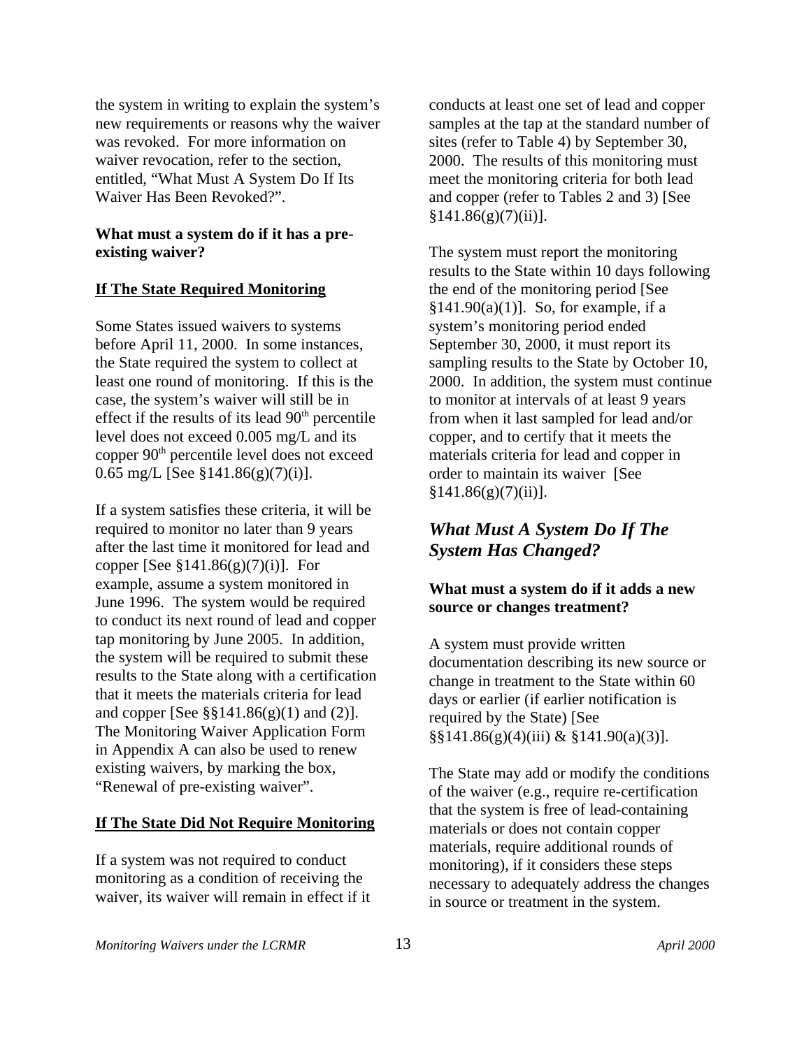the system in writing to explain the system's new requirements or reasons why the waiver was revoked. For more information on waiver revocation, refer to the section, entitled, "What Must A System Do If Its Waiver Has Been Revoked?".

**What must a system do if it has a pre-existing waiver?**

**If The State Required Monitoring**

Some States issued waivers to systems before April 11, 2000. In some instances, the State required the system to collect at least one round of monitoring. If this is the case, the system's waiver will still be in effect if the results of its lead 90th percentile level does not exceed 0.005 mg/L and its copper 90th percentile level does not exceed 0.65 mg/L [See §141.86(g)(7)(i)].

If a system satisfies these criteria, it will be required to monitor no later than 9 years after the last time it monitored for lead and copper [See §141.86(g)(7)(i)]. For example, assume a system monitored in June 1996. The system would be required to conduct its next round of lead and copper tap monitoring by June 2005. In addition, the system will be required to submit these results to the State along with a certification that it meets the materials criteria for lead and copper [See §§141.86(g)(1) and (2)]. The Monitoring Waiver Application Form in Appendix A can also be used to renew existing waivers, by marking the box, "Renewal of pre-existing waiver".

**If The State Did Not Require Monitoring**

If a system was not required to conduct monitoring as a condition of receiving the waiver, its waiver will remain in effect if it conducts at least one set of lead and copper samples at the tap at the standard number of sites (refer to Table 4) by September 30, 2000. The results of this monitoring must meet the monitoring criteria for both lead and copper (refer to Tables 2 and 3) [See §141.86(g)(7)(ii)].

The system must report the monitoring results to the State within 10 days following the end of the monitoring period [See §141.90(a)(1)]. So, for example, if a system's monitoring period ended September 30, 2000, it must report its sampling results to the State by October 10, 2000. In addition, the system must continue to monitor at intervals of at least 9 years from when it last sampled for lead and/or copper, and to certify that it meets the materials criteria for lead and copper in order to maintain its waiver [See §141.86(g)(7)(ii)].

## *What Must A System Do If The System Has Changed?*

**What must a system do if it adds a new source or changes treatment?**

A system must provide written documentation describing its new source or change in treatment to the State within 60 days or earlier (if earlier notification is required by the State) [See §§141.86(g)(4)(iii) & §141.90(a)(3)].

The State may add or modify the conditions of the waiver (e.g., require re-certification that the system is free of lead-containing materials or does not contain copper materials, require additional rounds of monitoring), if it considers these steps necessary to adequately address the changes in source or treatment in the system.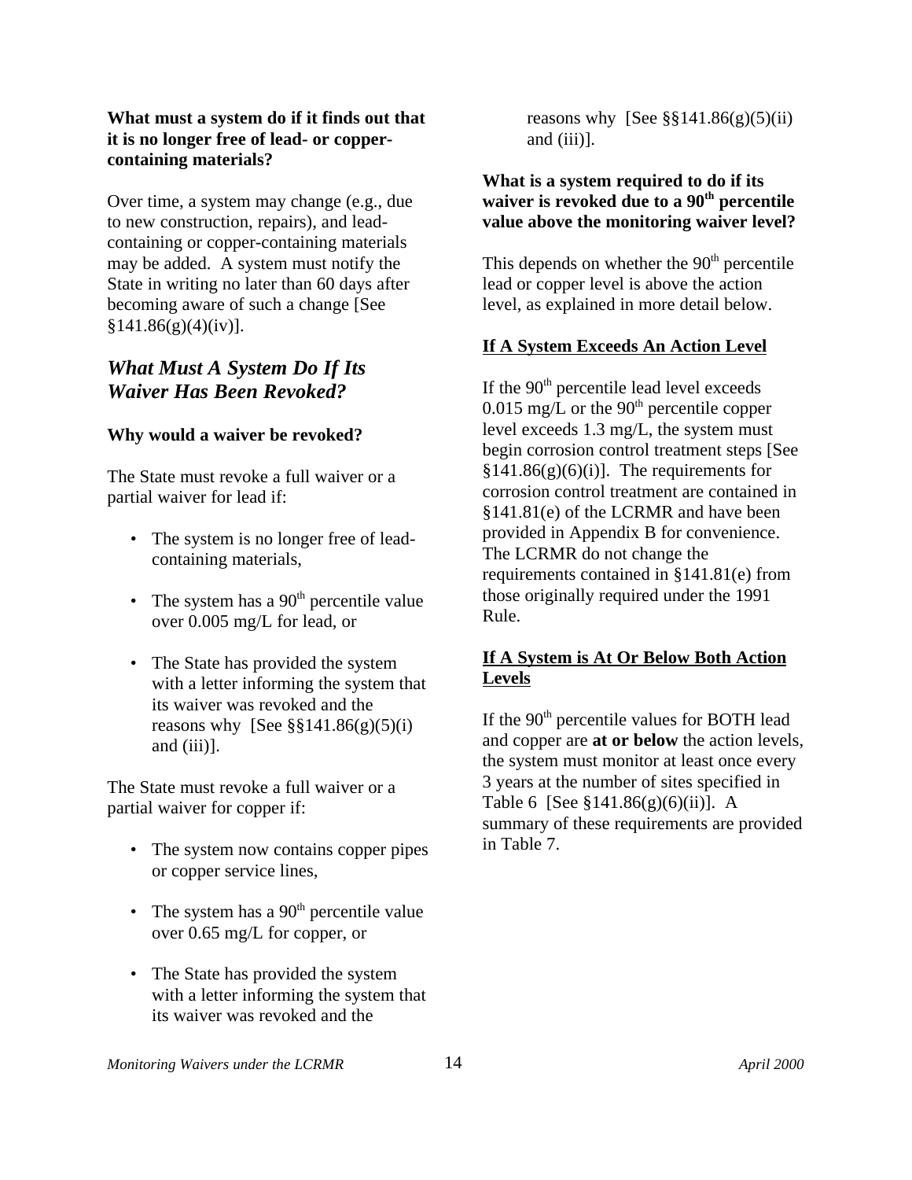**What must a system do if it finds out that it is no longer free of lead- or copper-containing materials?**

Over time, a system may change (e.g., due to new construction, repairs), and lead-containing or copper-containing materials may be added. A system must notify the State in writing no later than 60 days after becoming aware of such a change [See §141.86(g)(4)(iv)].

## *What Must A System Do If Its Waiver Has Been Revoked?*

**Why would a waiver be revoked?**

The State must revoke a full waiver or a partial waiver for lead if:

- The system is no longer free of lead-containing materials,
- The system has a 90th percentile value over 0.005 mg/L for lead, or
- The State has provided the system with a letter informing the system that its waiver was revoked and the reasons why [See §§141.86(g)(5)(i) and (iii)].

The State must revoke a full waiver or a partial waiver for copper if:

- The system now contains copper pipes or copper service lines,
- The system has a 90th percentile value over 0.65 mg/L for copper, or
- The State has provided the system with a letter informing the system that its waiver was revoked and the reasons why [See §§141.86(g)(5)(ii) and (iii)].

**What is a system required to do if its waiver is revoked due to a 90th percentile value above the monitoring waiver level?**

This depends on whether the 90th percentile lead or copper level is above the action level, as explained in more detail below.

**<u>If A System Exceeds An Action Level</u>**

If the 90th percentile lead level exceeds 0.015 mg/L or the 90th percentile copper level exceeds 1.3 mg/L, the system must begin corrosion control treatment steps [See §141.86(g)(6)(i)]. The requirements for corrosion control treatment are contained in §141.81(e) of the LCRMR and have been provided in Appendix B for convenience. The LCRMR do not change the requirements contained in §141.81(e) from those originally required under the 1991 Rule.

**<u>If A System is At Or Below Both Action Levels</u>**

If the 90th percentile values for BOTH lead and copper are **at or below** the action levels, the system must monitor at least once every 3 years at the number of sites specified in Table 6 [See §141.86(g)(6)(ii)]. A summary of these requirements are provided in Table 7.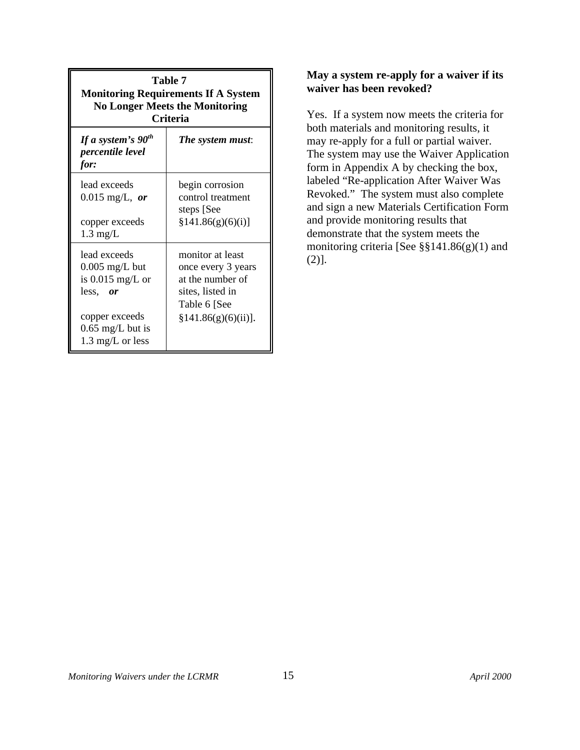**Table 7**
**Monitoring Requirements If A System No Longer Meets the Monitoring Criteria**

| *If a system's 90th percentile level for:* | *The system must*: |
|---|---|
| lead exceeds 0.015 mg/L, ***or*** copper exceeds 1.3 mg/L | begin corrosion control treatment steps [See §141.86(g)(6)(i)] |
| lead exceeds 0.005 mg/L but is 0.015 mg/L or less, ***or*** copper exceeds 0.65 mg/L but is 1.3 mg/L or less | monitor at least once every 3 years at the number of sites, listed in Table 6 [See §141.86(g)(6)(ii)]. |

**May a system re-apply for a waiver if its waiver has been revoked?**

Yes. If a system now meets the criteria for both materials and monitoring results, it may re-apply for a full or partial waiver. The system may use the Waiver Application form in Appendix A by checking the box, labeled "Re-application After Waiver Was Revoked." The system must also complete and sign a new Materials Certification Form and provide monitoring results that demonstrate that the system meets the monitoring criteria [See §§141.86(g)(1) and (2)].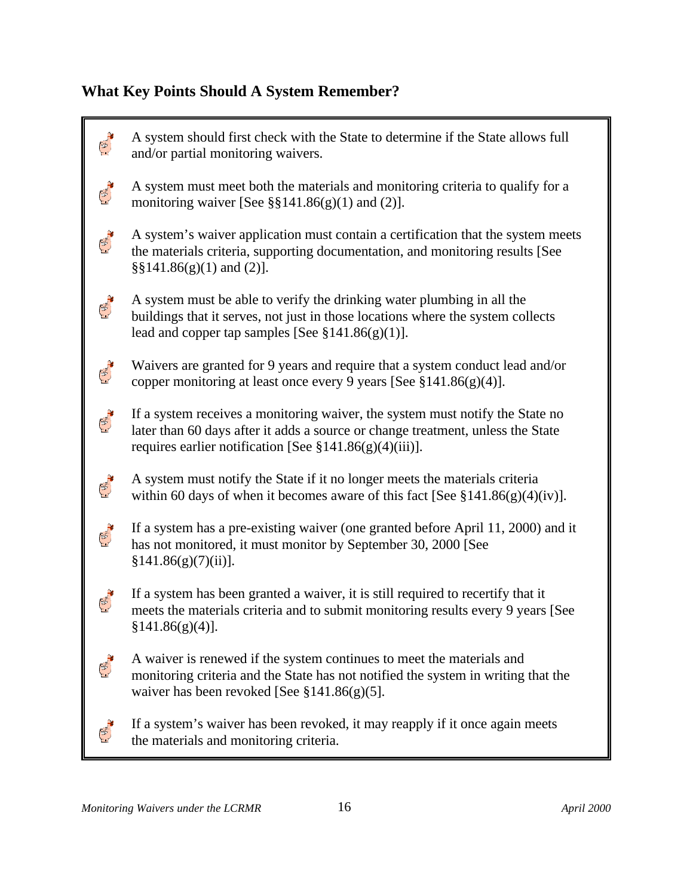## What Key Points Should A System Remember?

- A system should first check with the State to determine if the State allows full and/or partial monitoring waivers.
- A system must meet both the materials and monitoring criteria to qualify for a monitoring waiver [See §§141.86(g)(1) and (2)].
- A system's waiver application must contain a certification that the system meets the materials criteria, supporting documentation, and monitoring results [See §§141.86(g)(1) and (2)].
- A system must be able to verify the drinking water plumbing in all the buildings that it serves, not just in those locations where the system collects lead and copper tap samples [See §141.86(g)(1)].
- Waivers are granted for 9 years and require that a system conduct lead and/or copper monitoring at least once every 9 years [See §141.86(g)(4)].
- If a system receives a monitoring waiver, the system must notify the State no later than 60 days after it adds a source or change treatment, unless the State requires earlier notification [See §141.86(g)(4)(iii)].
- A system must notify the State if it no longer meets the materials criteria within 60 days of when it becomes aware of this fact [See §141.86(g)(4)(iv)].
- If a system has a pre-existing waiver (one granted before April 11, 2000) and it has not monitored, it must monitor by September 30, 2000 [See §141.86(g)(7)(ii)].
- If a system has been granted a waiver, it is still required to recertify that it meets the materials criteria and to submit monitoring results every 9 years [See §141.86(g)(4)].
- A waiver is renewed if the system continues to meet the materials and monitoring criteria and the State has not notified the system in writing that the waiver has been revoked [See §141.86(g)(5].
- If a system's waiver has been revoked, it may reapply if it once again meets the materials and monitoring criteria.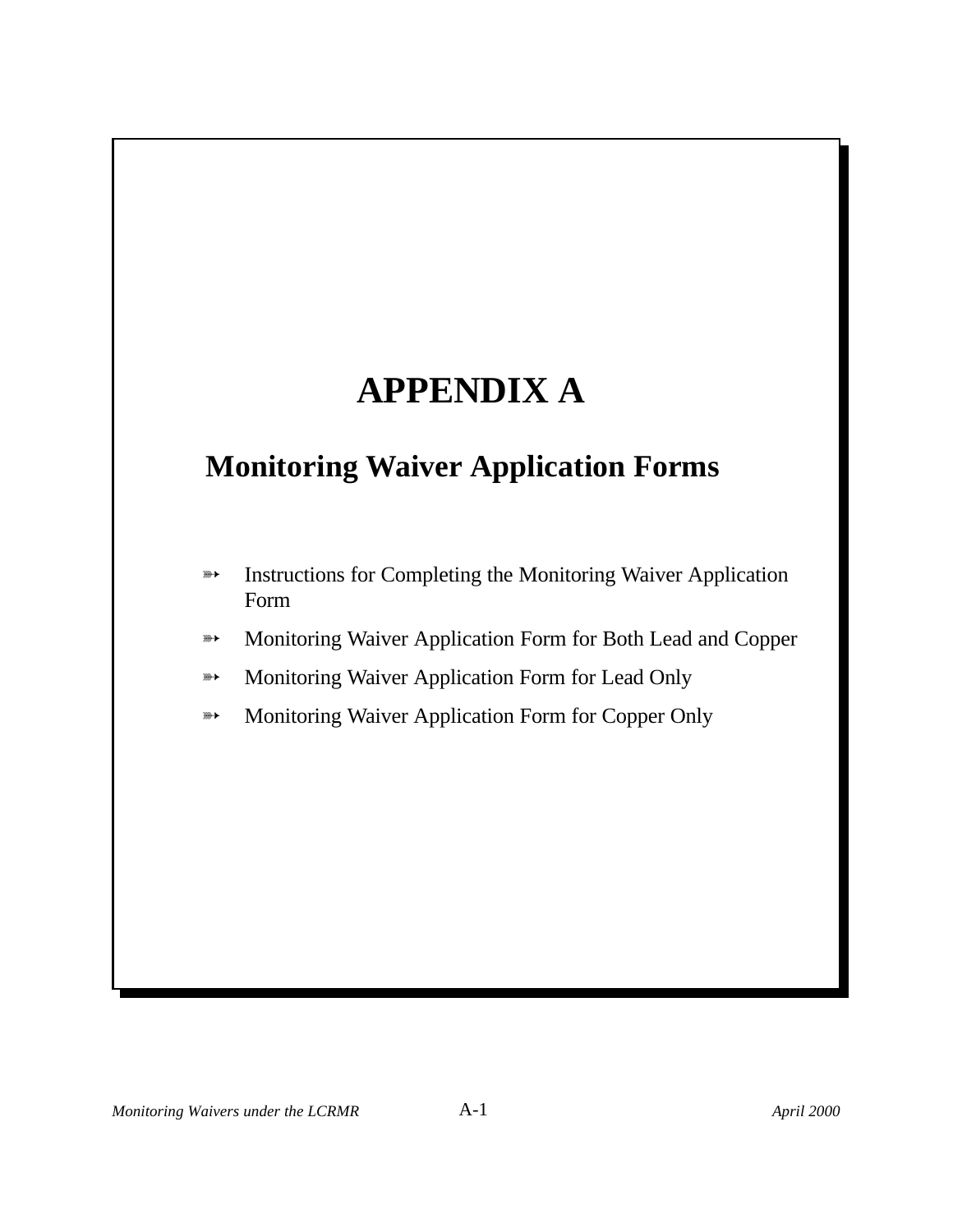# APPENDIX A

## Monitoring Waiver Application Forms

- Instructions for Completing the Monitoring Waiver Application Form
- Monitoring Waiver Application Form for Both Lead and Copper
- Monitoring Waiver Application Form for Lead Only
- Monitoring Waiver Application Form for Copper Only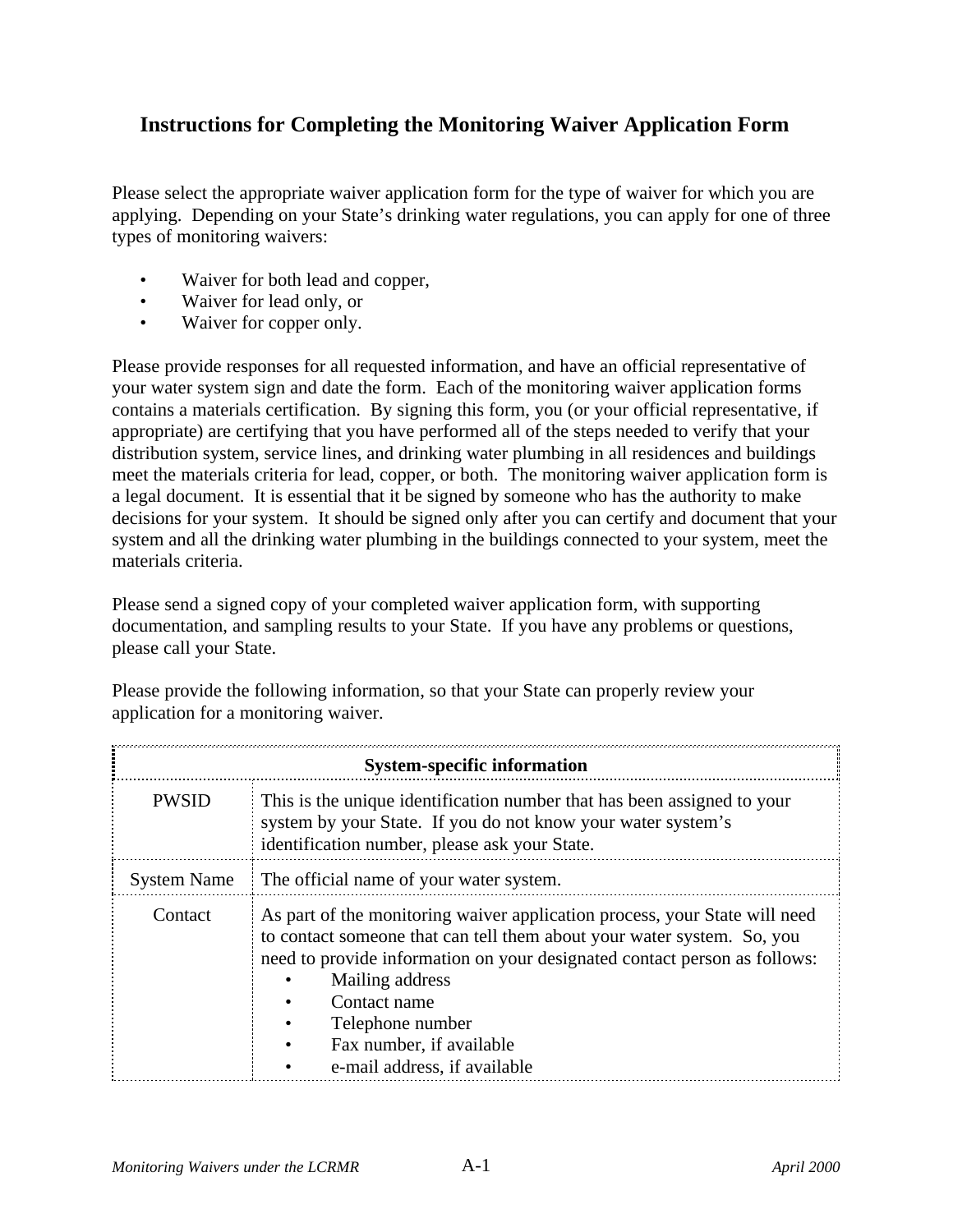## Instructions for Completing the Monitoring Waiver Application Form

Please select the appropriate waiver application form for the type of waiver for which you are applying. Depending on your State's drinking water regulations, you can apply for one of three types of monitoring waivers:

- Waiver for both lead and copper,
- Waiver for lead only, or
- Waiver for copper only.

Please provide responses for all requested information, and have an official representative of your water system sign and date the form. Each of the monitoring waiver application forms contains a materials certification. By signing this form, you (or your official representative, if appropriate) are certifying that you have performed all of the steps needed to verify that your distribution system, service lines, and drinking water plumbing in all residences and buildings meet the materials criteria for lead, copper, or both. The monitoring waiver application form is a legal document. It is essential that it be signed by someone who has the authority to make decisions for your system. It should be signed only after you can certify and document that your system and all the drinking water plumbing in the buildings connected to your system, meet the materials criteria.

Please send a signed copy of your completed waiver application form, with supporting documentation, and sampling results to your State. If you have any problems or questions, please call your State.

Please provide the following information, so that your State can properly review your application for a monitoring waiver.

| System-specific information | |
|---|---|
| PWSID | This is the unique identification number that has been assigned to your system by your State. If you do not know your water system's identification number, please ask your State. |
| System Name | The official name of your water system. |
| Contact | As part of the monitoring waiver application process, your State will need to contact someone that can tell them about your water system. So, you need to provide information on your designated contact person as follows:<br>• Mailing address<br>• Contact name<br>• Telephone number<br>• Fax number, if available<br>• e-mail address, if available |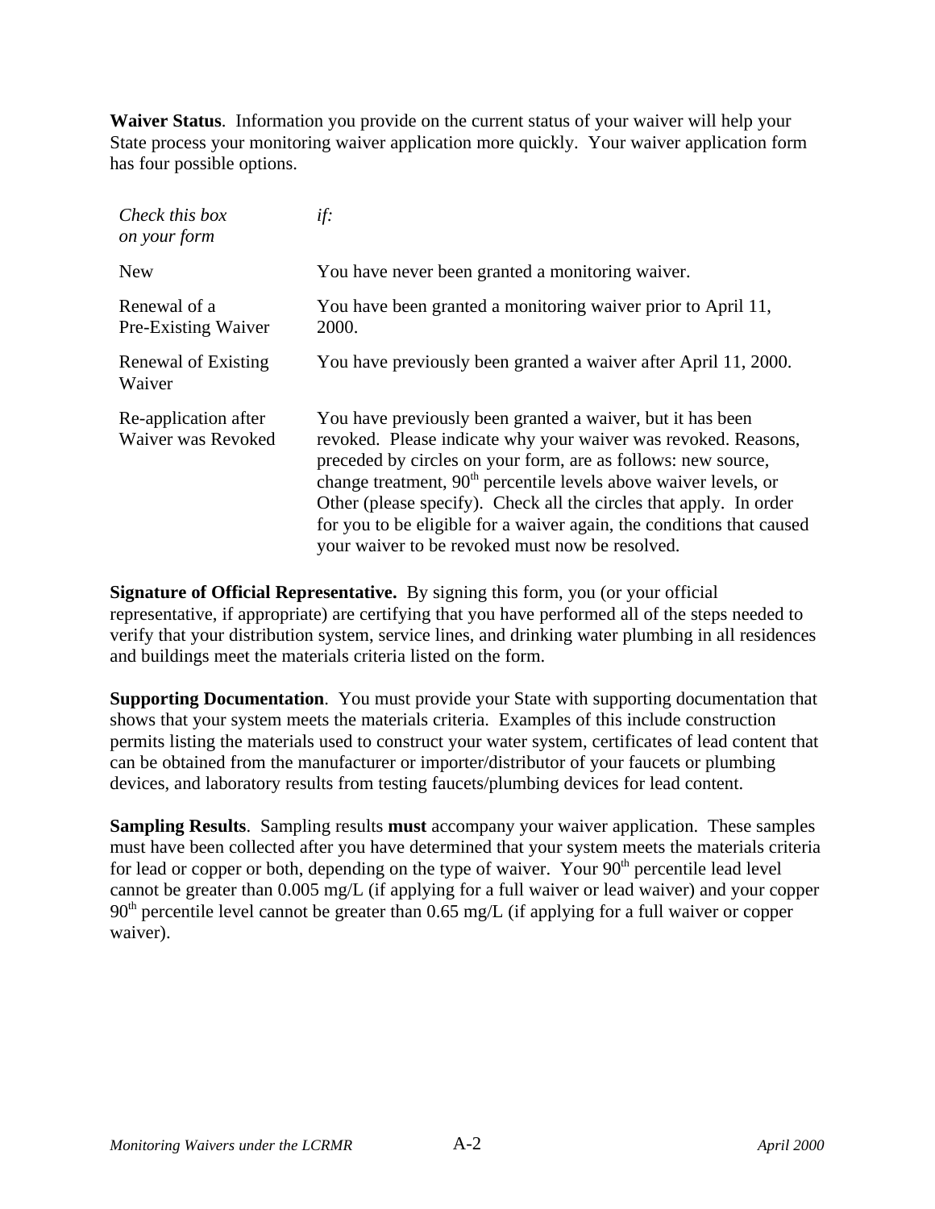**Waiver Status**. Information you provide on the current status of your waiver will help your State process your monitoring waiver application more quickly. Your waiver application form has four possible options.

| *Check this box on your form* | *if:* |
|---|---|
| New | You have never been granted a monitoring waiver. |
| Renewal of a Pre-Existing Waiver | You have been granted a monitoring waiver prior to April 11, 2000. |
| Renewal of Existing Waiver | You have previously been granted a waiver after April 11, 2000. |
| Re-application after Waiver was Revoked | You have previously been granted a waiver, but it has been revoked. Please indicate why your waiver was revoked. Reasons, preceded by circles on your form, are as follows: new source, change treatment, $90^{th}$ percentile levels above waiver levels, or Other (please specify). Check all the circles that apply. In order for you to be eligible for a waiver again, the conditions that caused your waiver to be revoked must now be resolved. |

**Signature of Official Representative.** By signing this form, you (or your official representative, if appropriate) are certifying that you have performed all of the steps needed to verify that your distribution system, service lines, and drinking water plumbing in all residences and buildings meet the materials criteria listed on the form.

**Supporting Documentation**. You must provide your State with supporting documentation that shows that your system meets the materials criteria. Examples of this include construction permits listing the materials used to construct your water system, certificates of lead content that can be obtained from the manufacturer or importer/distributor of your faucets or plumbing devices, and laboratory results from testing faucets/plumbing devices for lead content.

**Sampling Results**. Sampling results **must** accompany your waiver application. These samples must have been collected after you have determined that your system meets the materials criteria for lead or copper or both, depending on the type of waiver. Your $90^{th}$ percentile lead level cannot be greater than 0.005 mg/L (if applying for a full waiver or lead waiver) and your copper $90^{th}$ percentile level cannot be greater than 0.65 mg/L (if applying for a full waiver or copper waiver).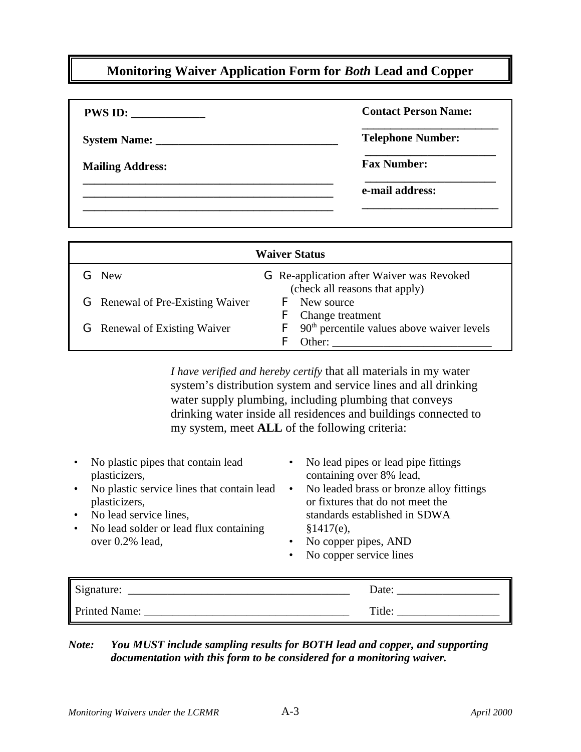## Monitoring Waiver Application Form for *Both* Lead and Copper

**PWS ID:** _____________

**System Name:** ________________________________

**Mailing Address:**
_____________________________________________
_____________________________________________
_____________________________________________

**Contact Person Name:** ________________________

**Telephone Number:** ________________________

**Fax Number:** ________________________

**e-mail address:** ________________________

| **Waiver Status** | |
|---|---|
| G New | G Re-application after Waiver was Revoked (check all reasons that apply) |
| G Renewal of Pre-Existing Waiver | F New source<br>F Change treatment |
| G Renewal of Existing Waiver | F 90[th] percentile values above waiver levels<br>F Other: ___________________________ |

*I have verified and hereby certify* that all materials in my water system's distribution system and service lines and all drinking water supply plumbing, including plumbing that conveys drinking water inside all residences and buildings connected to my system, meet **ALL** of the following criteria:

- No plastic pipes that contain lead plasticizers,
- No plastic service lines that contain lead plasticizers,
- No lead service lines,
- No lead solder or lead flux containing over 0.2% lead,
- No lead pipes or lead pipe fittings containing over 8% lead,
- No leaded brass or bronze alloy fittings or fixtures that do not meet the standards established in SDWA §1417(e),
- No copper pipes, AND
- No copper service lines

| | |
|---|---|
| Signature: _______________________________________ | Date: __________________ |
| Printed Name: ____________________________________ | Title: __________________ |

***Note:*** ***You MUST include sampling results for BOTH lead and copper, and supporting documentation with this form to be considered for a monitoring waiver.***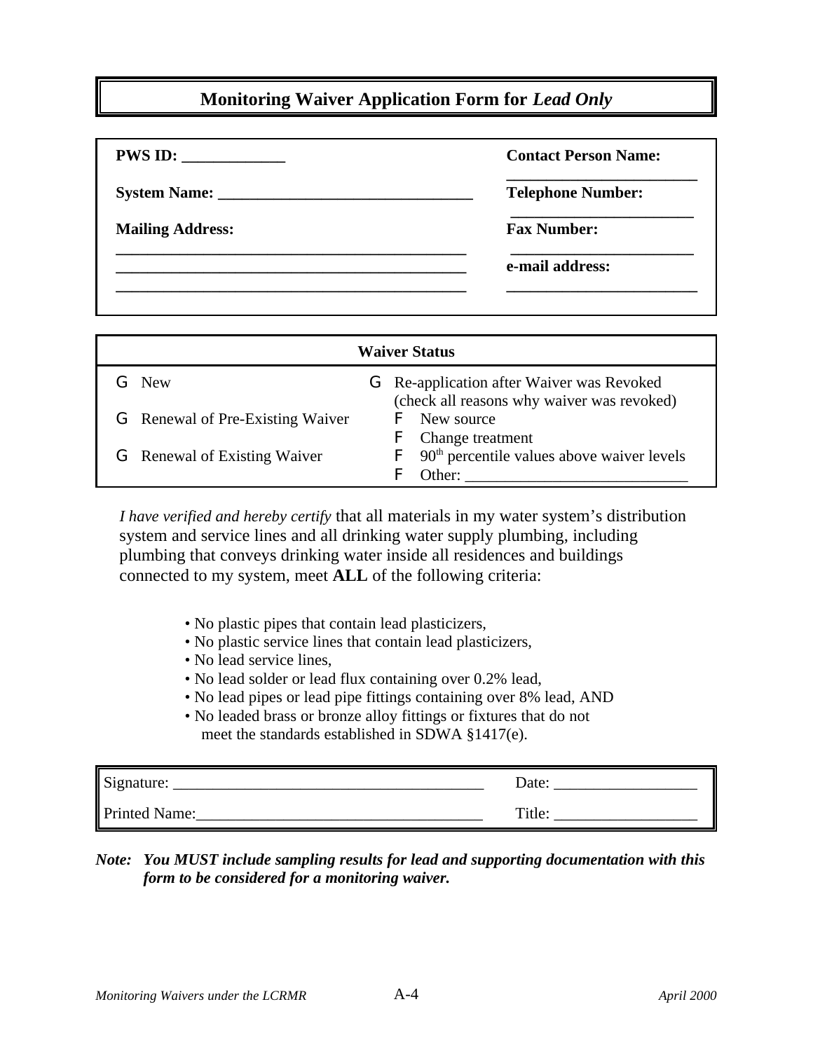# Monitoring Waiver Application Form for *Lead Only*

| | |
|---|---|
| **PWS ID:** _____________ | **Contact Person Name:** ________________________ |
| **System Name:** ________________________________ | **Telephone Number:** ________________________ |
| **Mailing Address:** ________________________________ ________________________________ ________________________________ | **Fax Number:** ________________________ |
| | **e-mail address:** ________________________ |

| Waiver Status | |
|---|---|
| G New | G Re-application after Waiver was Revoked (check all reasons why waiver was revoked) |
| G Renewal of Pre-Existing Waiver | F New source |
| | F Change treatment |
| G Renewal of Existing Waiver | F 90th percentile values above waiver levels |
| | F Other: ___________________________ |

*I have verified and hereby certify* that all materials in my water system's distribution system and service lines and all drinking water supply plumbing, including plumbing that conveys drinking water inside all residences and buildings connected to my system, meet **ALL** of the following criteria:

- No plastic pipes that contain lead plasticizers,
- No plastic service lines that contain lead plasticizers,
- No lead service lines,
- No lead solder or lead flux containing over 0.2% lead,
- No lead pipes or lead pipe fittings containing over 8% lead, AND
- No leaded brass or bronze alloy fittings or fixtures that do not meet the standards established in SDWA §1417(e).

| | |
|---|---|
| Signature: _______________________________________ | Date: __________________ |
| Printed Name:____________________________________ | Title: __________________ |

***Note: You MUST include sampling results for lead and supporting documentation with this form to be considered for a monitoring waiver.***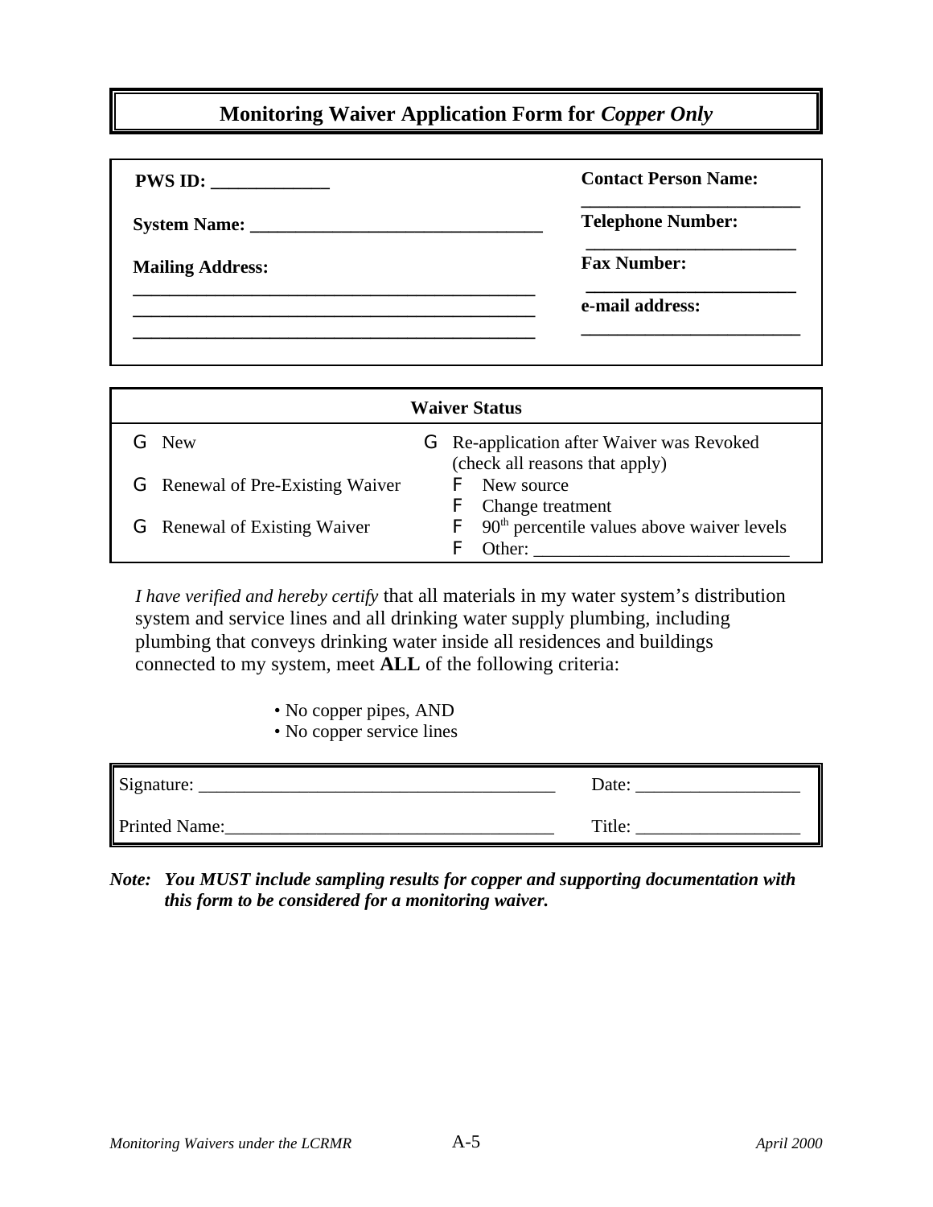## Monitoring Waiver Application Form for *Copper Only*

**PWS ID:** _____________

**System Name:** ________________________________

**Mailing Address:**
_____________________________________________
_____________________________________________
_____________________________________________

**Contact Person Name:** ________________________

**Telephone Number:** ________________________

**Fax Number:** ________________________

**e-mail address:** ________________________

| **Waiver Status** | |
|---|---|
| G New | G Re-application after Waiver was Revoked (check all reasons that apply) |
| G Renewal of Pre-Existing Waiver | F New source |
| | F Change treatment |
| G Renewal of Existing Waiver | F 90th percentile values above waiver levels |
| | F Other: ___________________________ |

*I have verified and hereby certify* that all materials in my water system's distribution system and service lines and all drinking water supply plumbing, including plumbing that conveys drinking water inside all residences and buildings connected to my system, meet **ALL** of the following criteria:

- No copper pipes, AND
- No copper service lines

Signature: ______________________________________ Date: __________________

Printed Name:____________________________________ Title: __________________

***Note: You MUST include sampling results for copper and supporting documentation with this form to be considered for a monitoring waiver.***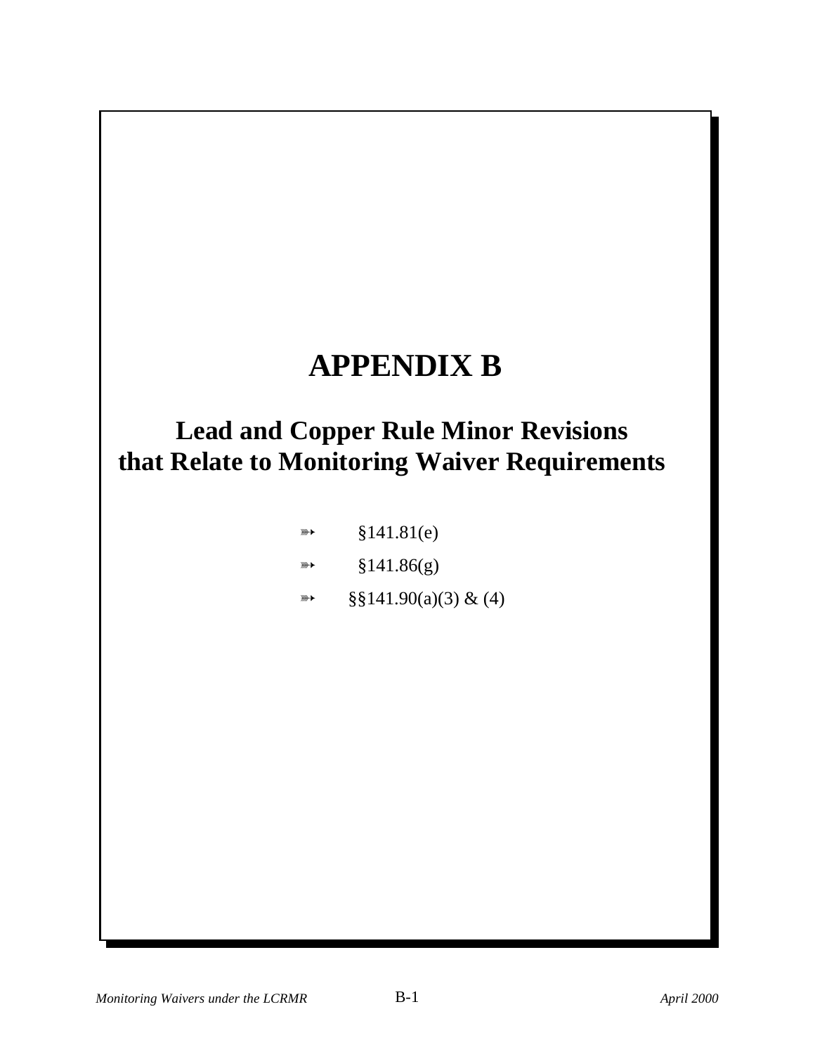# APPENDIX B

## Lead and Copper Rule Minor Revisions that Relate to Monitoring Waiver Requirements

- §141.81(e)
- §141.86(g)
- §§141.90(a)(3) & (4)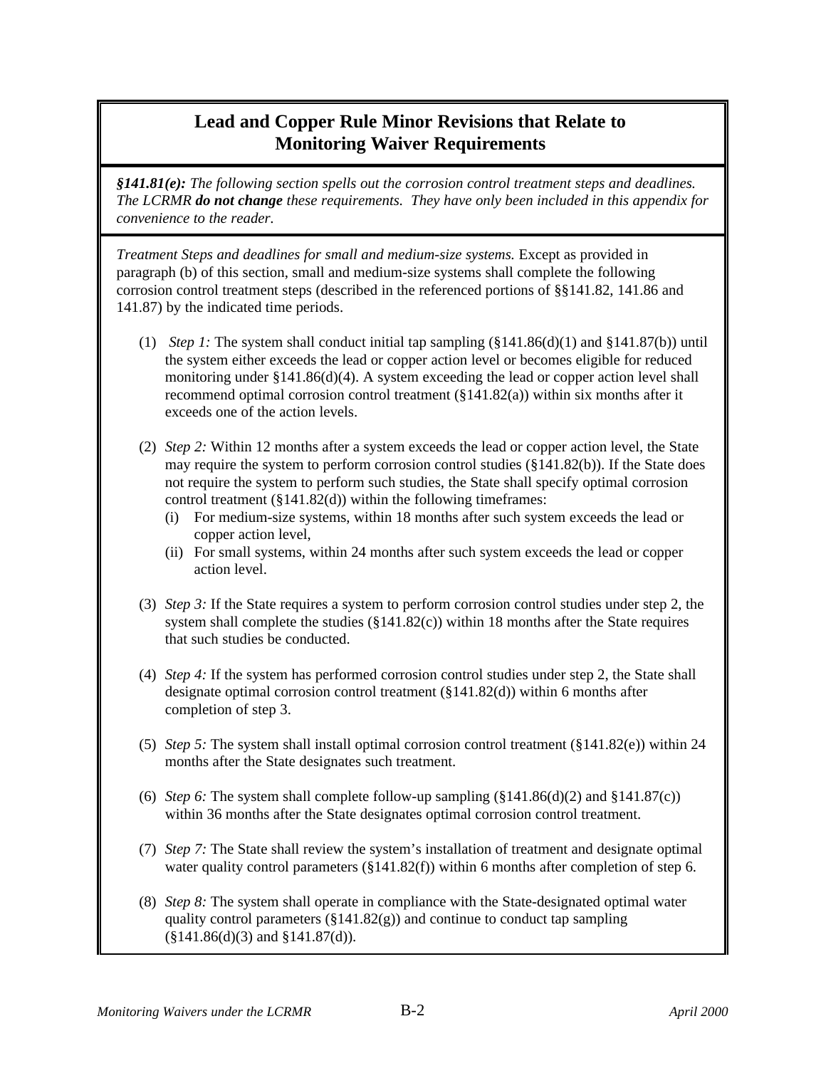## Lead and Copper Rule Minor Revisions that Relate to Monitoring Waiver Requirements

***§141.81(e):*** *The following section spells out the corrosion control treatment steps and deadlines. The LCRMR* ***do not change*** *these requirements. They have only been included in this appendix for convenience to the reader.*

*Treatment Steps and deadlines for small and medium-size systems.* Except as provided in paragraph (b) of this section, small and medium-size systems shall complete the following corrosion control treatment steps (described in the referenced portions of §§141.82, 141.86 and 141.87) by the indicated time periods.

(1) *Step 1:* The system shall conduct initial tap sampling (§141.86(d)(1) and §141.87(b)) until the system either exceeds the lead or copper action level or becomes eligible for reduced monitoring under §141.86(d)(4). A system exceeding the lead or copper action level shall recommend optimal corrosion control treatment (§141.82(a)) within six months after it exceeds one of the action levels.

(2) *Step 2:* Within 12 months after a system exceeds the lead or copper action level, the State may require the system to perform corrosion control studies (§141.82(b)). If the State does not require the system to perform such studies, the State shall specify optimal corrosion control treatment (§141.82(d)) within the following timeframes:
   (i) For medium-size systems, within 18 months after such system exceeds the lead or copper action level,
   (ii) For small systems, within 24 months after such system exceeds the lead or copper action level.

(3) *Step 3:* If the State requires a system to perform corrosion control studies under step 2, the system shall complete the studies (§141.82(c)) within 18 months after the State requires that such studies be conducted.

(4) *Step 4:* If the system has performed corrosion control studies under step 2, the State shall designate optimal corrosion control treatment (§141.82(d)) within 6 months after completion of step 3.

(5) *Step 5:* The system shall install optimal corrosion control treatment (§141.82(e)) within 24 months after the State designates such treatment.

(6) *Step 6:* The system shall complete follow-up sampling (§141.86(d)(2) and §141.87(c)) within 36 months after the State designates optimal corrosion control treatment.

(7) *Step 7:* The State shall review the system's installation of treatment and designate optimal water quality control parameters (§141.82(f)) within 6 months after completion of step 6.

(8) *Step 8:* The system shall operate in compliance with the State-designated optimal water quality control parameters (§141.82(g)) and continue to conduct tap sampling (§141.86(d)(3) and §141.87(d)).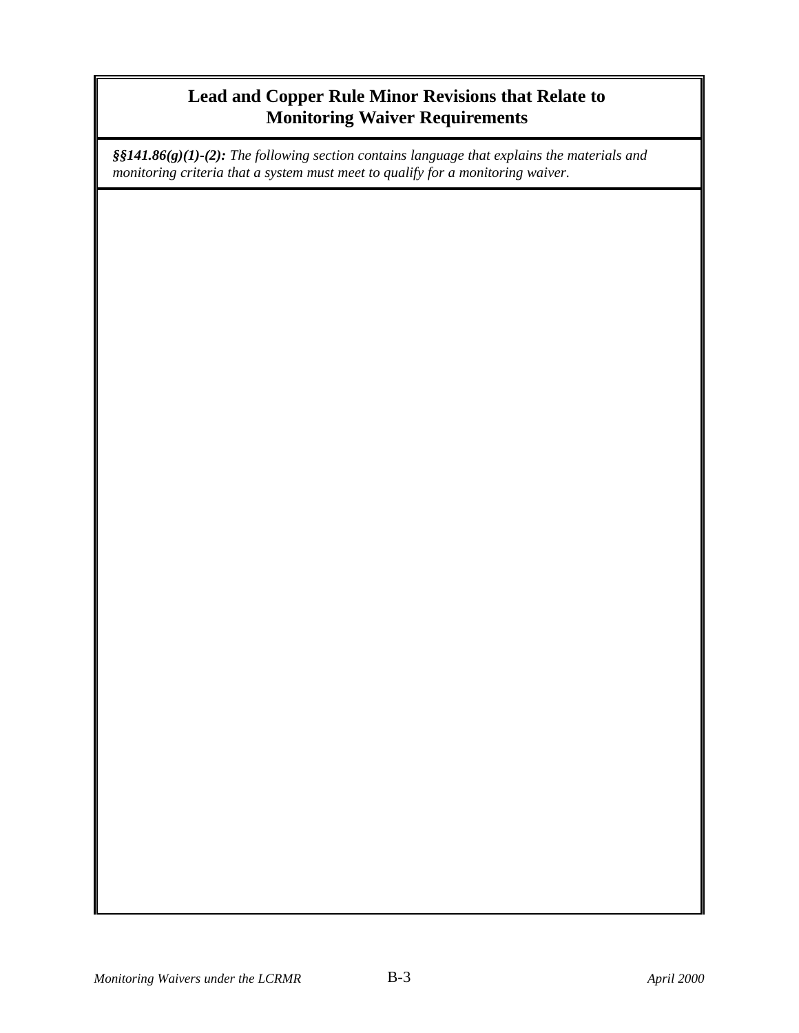## Lead and Copper Rule Minor Revisions that Relate to Monitoring Waiver Requirements

***§§141.86(g)(1)-(2):*** *The following section contains language that explains the materials and monitoring criteria that a system must meet to qualify for a monitoring waiver.*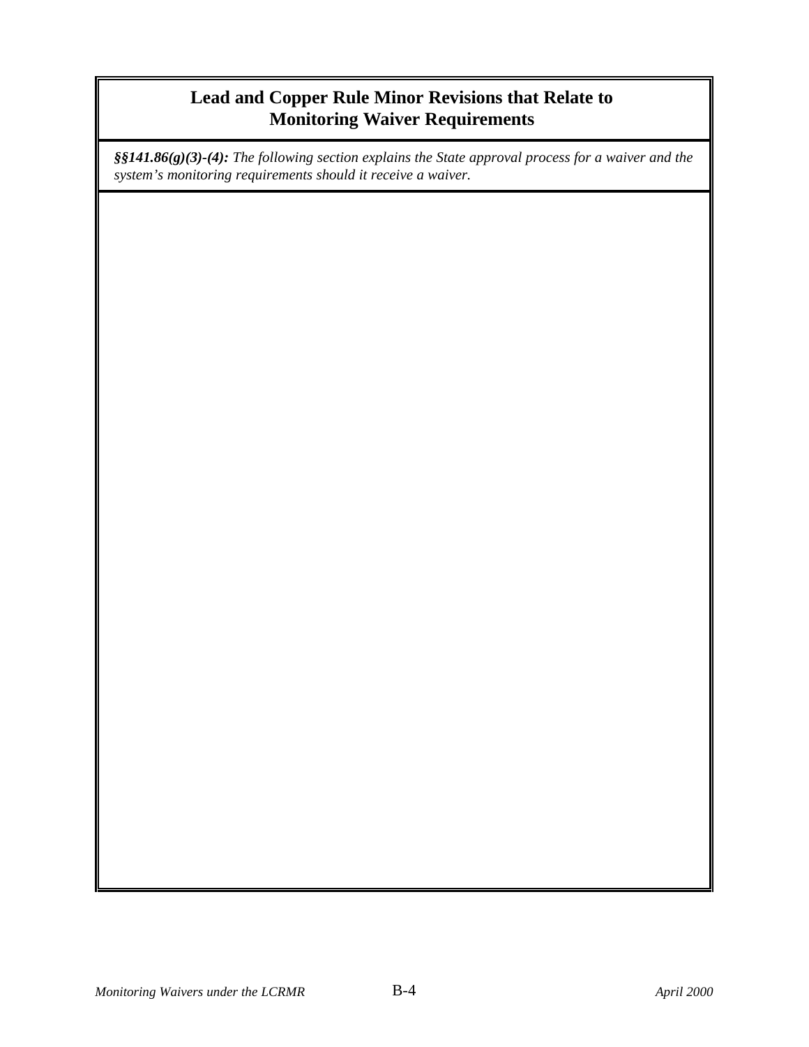## Lead and Copper Rule Minor Revisions that Relate to Monitoring Waiver Requirements

***§§141.86(g)(3)-(4):*** *The following section explains the State approval process for a waiver and the system's monitoring requirements should it receive a waiver.*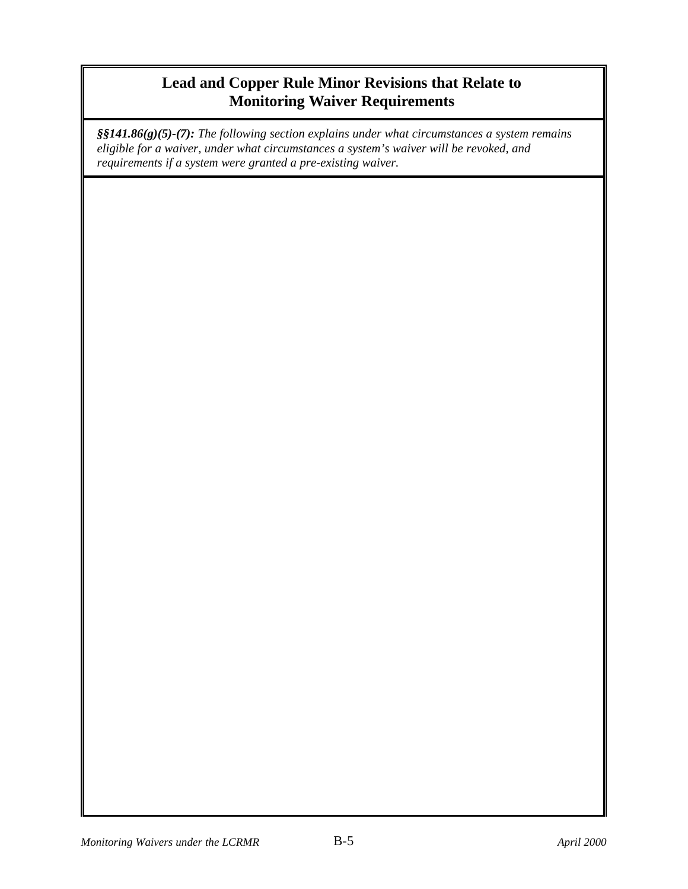## Lead and Copper Rule Minor Revisions that Relate to Monitoring Waiver Requirements

***§§141.86(g)(5)-(7):*** *The following section explains under what circumstances a system remains eligible for a waiver, under what circumstances a system's waiver will be revoked, and requirements if a system were granted a pre-existing waiver.*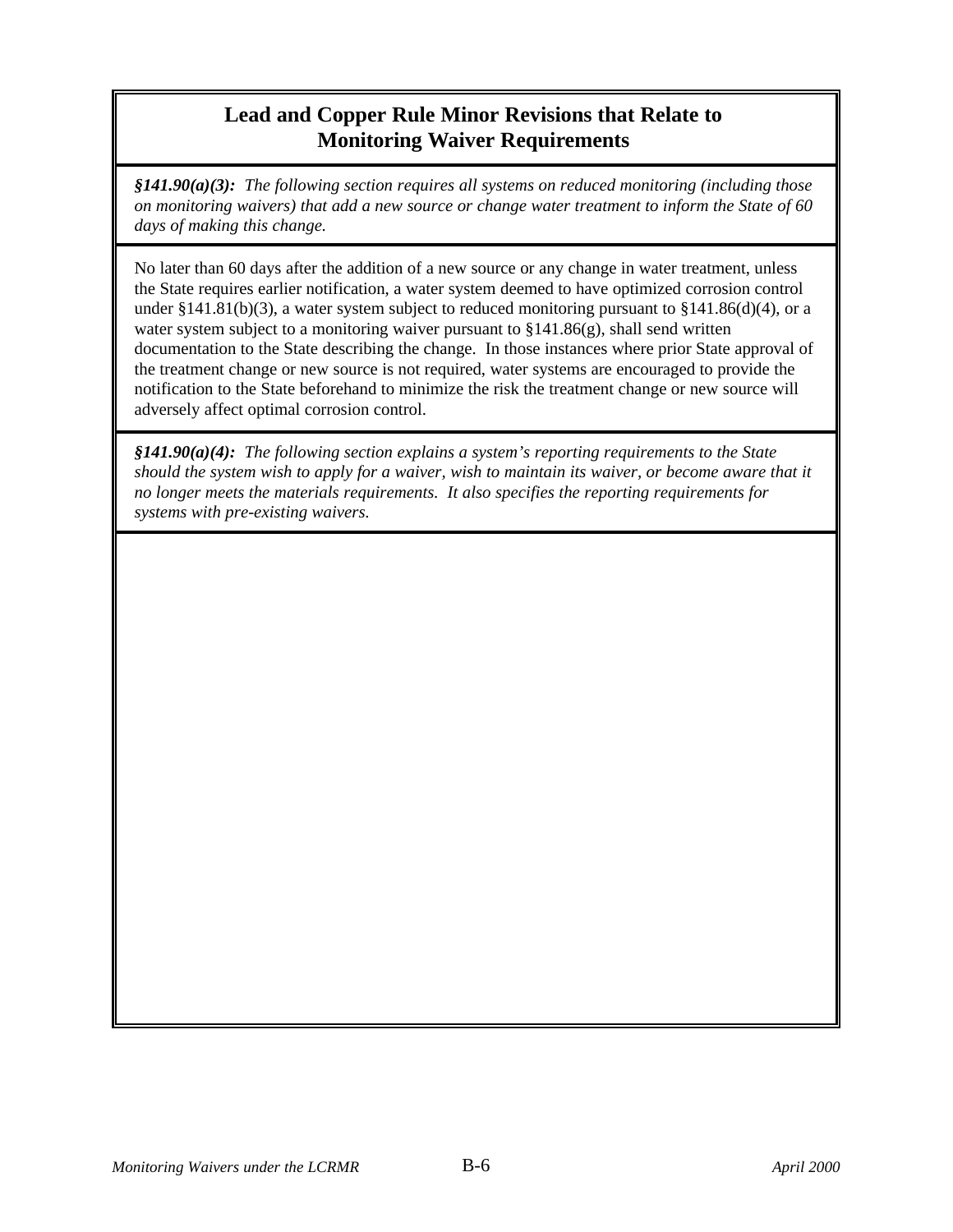## Lead and Copper Rule Minor Revisions that Relate to Monitoring Waiver Requirements

***§141.90(a)(3):*** *The following section requires all systems on reduced monitoring (including those on monitoring waivers) that add a new source or change water treatment to inform the State of 60 days of making this change.*

No later than 60 days after the addition of a new source or any change in water treatment, unless the State requires earlier notification, a water system deemed to have optimized corrosion control under §141.81(b)(3), a water system subject to reduced monitoring pursuant to §141.86(d)(4), or a water system subject to a monitoring waiver pursuant to §141.86(g), shall send written documentation to the State describing the change. In those instances where prior State approval of the treatment change or new source is not required, water systems are encouraged to provide the notification to the State beforehand to minimize the risk the treatment change or new source will adversely affect optimal corrosion control.

***§141.90(a)(4):*** *The following section explains a system's reporting requirements to the State should the system wish to apply for a waiver, wish to maintain its waiver, or become aware that it no longer meets the materials requirements. It also specifies the reporting requirements for systems with pre-existing waivers.*